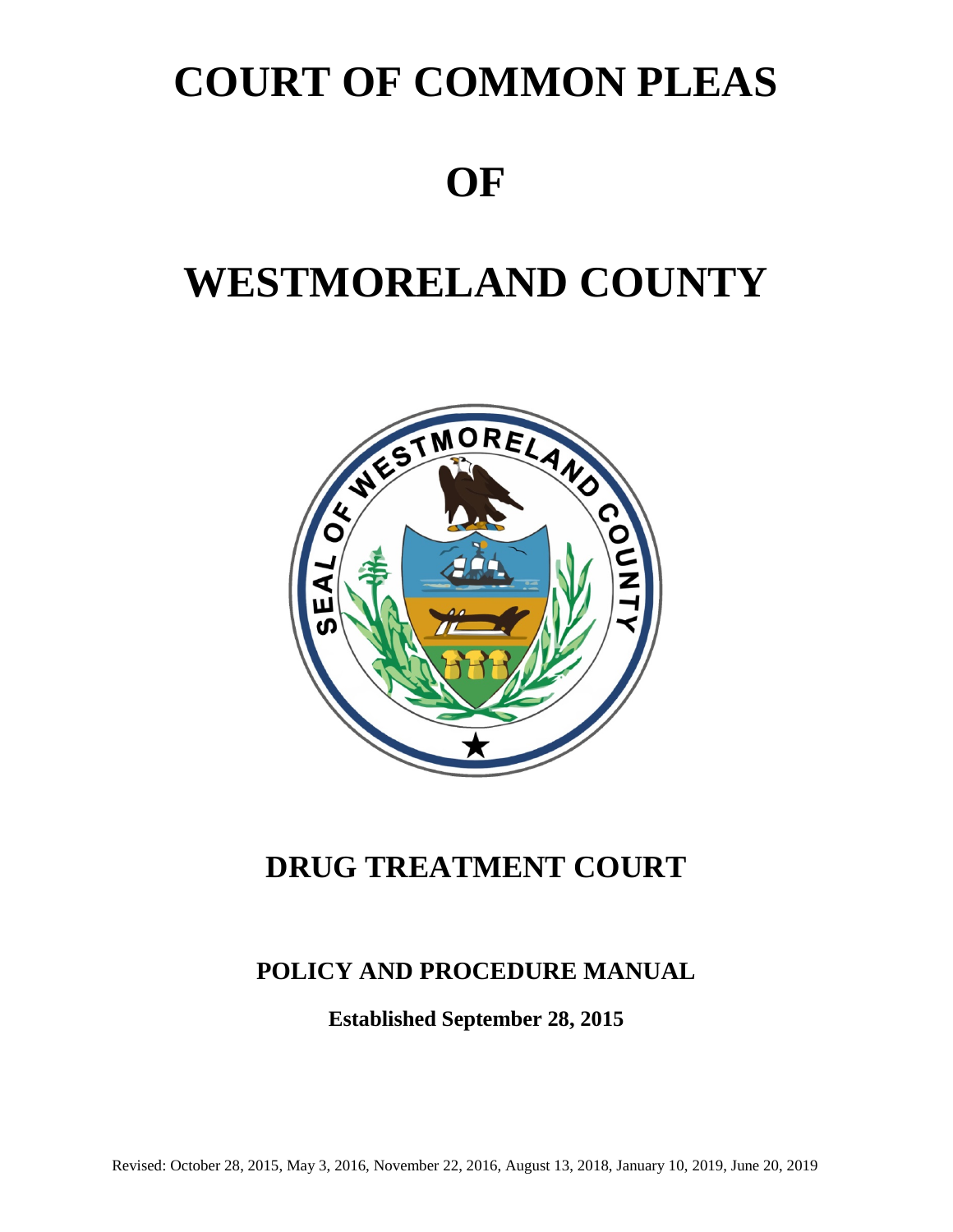# COURT OF COMMON PLEAS

# OF

# WESTMORELAND COUNTY

## DRUG TREATMENT COURT

### POLICY AND PROCEDURE MANUAL

**Established September 28, 2015**

Revised: October 28, 2015, May 3, 2016, November 22, 2016, August 13, 2018, January 10, 2019, June 20, 2019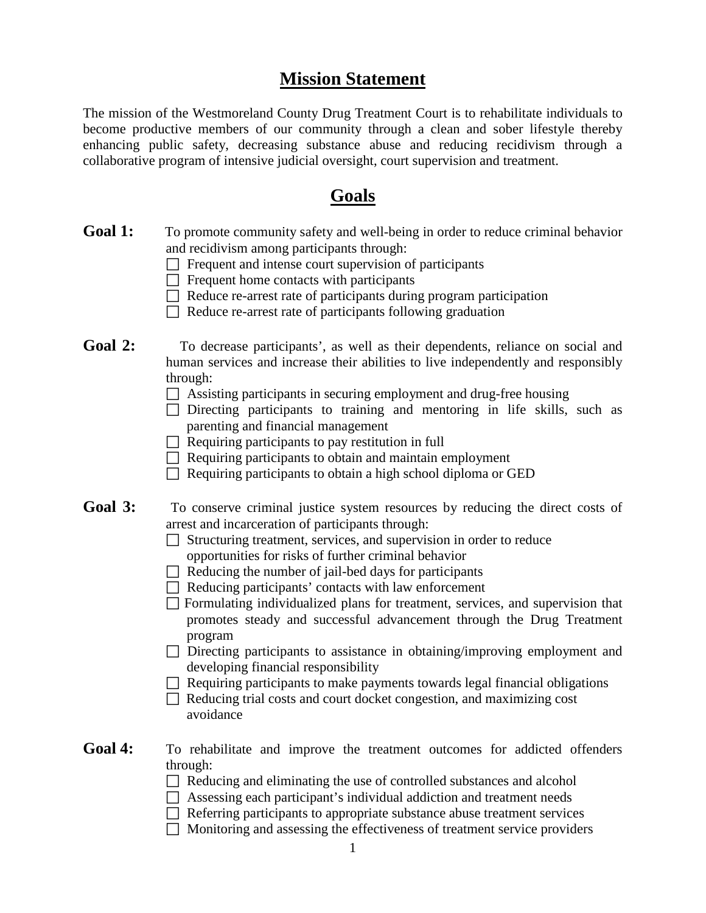## Mission Statement

The mission of the Westmoreland County Drug Treatment Court is to rehabilitate individuals to become productive members of our community through a clean and sober lifestyle thereby enhancing public safety, decreasing substance abuse and reducing recidivism through a collaborative program of intensive judicial oversight, court supervision and treatment.

## Goals

**Goal 1:** To promote community safety and well-being in order to reduce criminal behavior and recidivism among participants through:

- ☐ Frequent and intense court supervision of participants
- ☐ Frequent home contacts with participants
- ☐ Reduce re-arrest rate of participants during program participation
- ☐ Reduce re-arrest rate of participants following graduation

**Goal 2:** To decrease participants', as well as their dependents, reliance on social and human services and increase their abilities to live independently and responsibly through:

- ☐ Assisting participants in securing employment and drug-free housing
- ☐ Directing participants to training and mentoring in life skills, such as parenting and financial management
- ☐ Requiring participants to pay restitution in full
- ☐ Requiring participants to obtain and maintain employment
- ☐ Requiring participants to obtain a high school diploma or GED

**Goal 3:** To conserve criminal justice system resources by reducing the direct costs of arrest and incarceration of participants through:

- ☐ Structuring treatment, services, and supervision in order to reduce opportunities for risks of further criminal behavior
- ☐ Reducing the number of jail-bed days for participants
- ☐ Reducing participants' contacts with law enforcement
- ☐ Formulating individualized plans for treatment, services, and supervision that promotes steady and successful advancement through the Drug Treatment program
- ☐ Directing participants to assistance in obtaining/improving employment and developing financial responsibility
- ☐ Requiring participants to make payments towards legal financial obligations
- ☐ Reducing trial costs and court docket congestion, and maximizing cost avoidance

**Goal 4:** To rehabilitate and improve the treatment outcomes for addicted offenders through:

- ☐ Reducing and eliminating the use of controlled substances and alcohol
- ☐ Assessing each participant's individual addiction and treatment needs
- ☐ Referring participants to appropriate substance abuse treatment services
- ☐ Monitoring and assessing the effectiveness of treatment service providers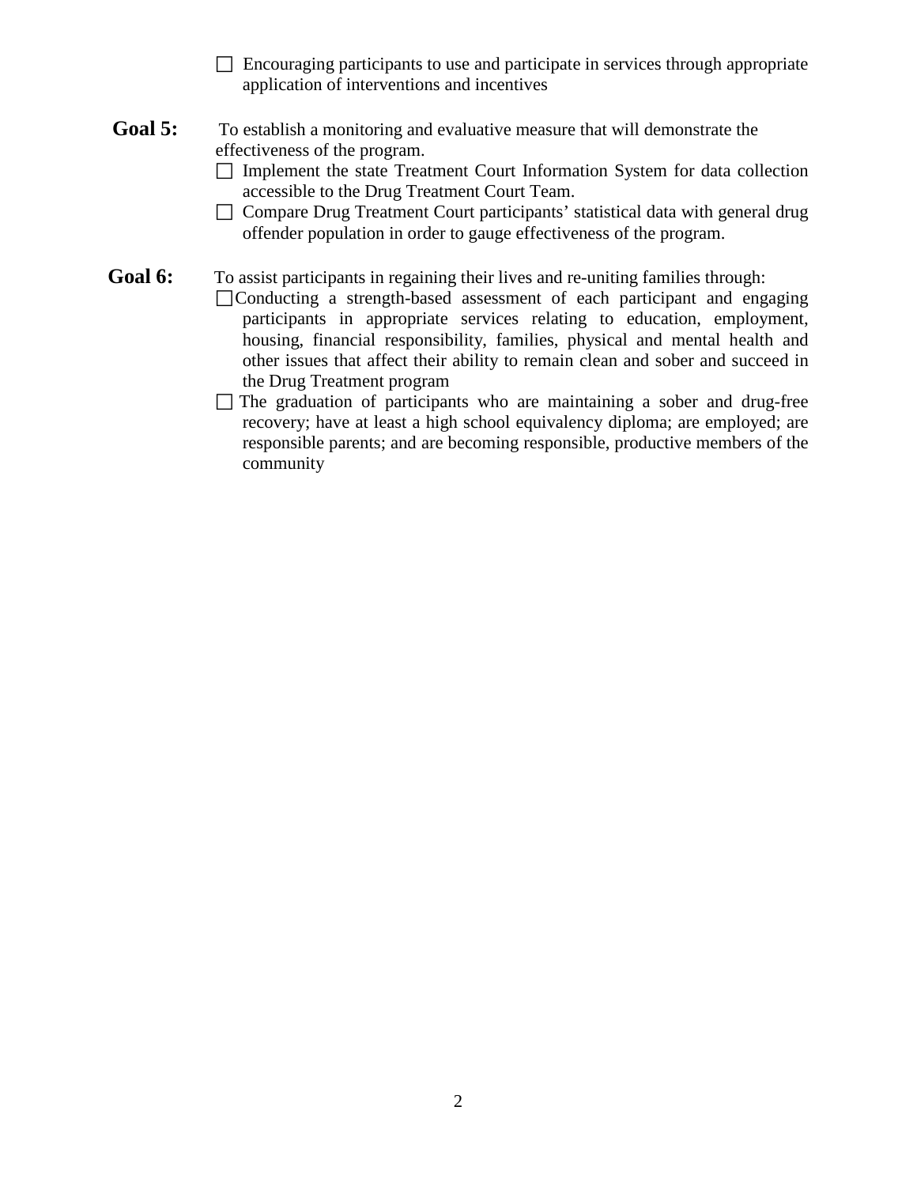- ☐ Encouraging participants to use and participate in services through appropriate application of interventions and incentives

**Goal 5:** To establish a monitoring and evaluative measure that will demonstrate the effectiveness of the program.

- ☐ Implement the state Treatment Court Information System for data collection accessible to the Drug Treatment Court Team.
- ☐ Compare Drug Treatment Court participants' statistical data with general drug offender population in order to gauge effectiveness of the program.

**Goal 6:** To assist participants in regaining their lives and re-uniting families through:

- ☐ Conducting a strength-based assessment of each participant and engaging participants in appropriate services relating to education, employment, housing, financial responsibility, families, physical and mental health and other issues that affect their ability to remain clean and sober and succeed in the Drug Treatment program
- ☐ The graduation of participants who are maintaining a sober and drug-free recovery; have at least a high school equivalency diploma; are employed; are responsible parents; and are becoming responsible, productive members of the community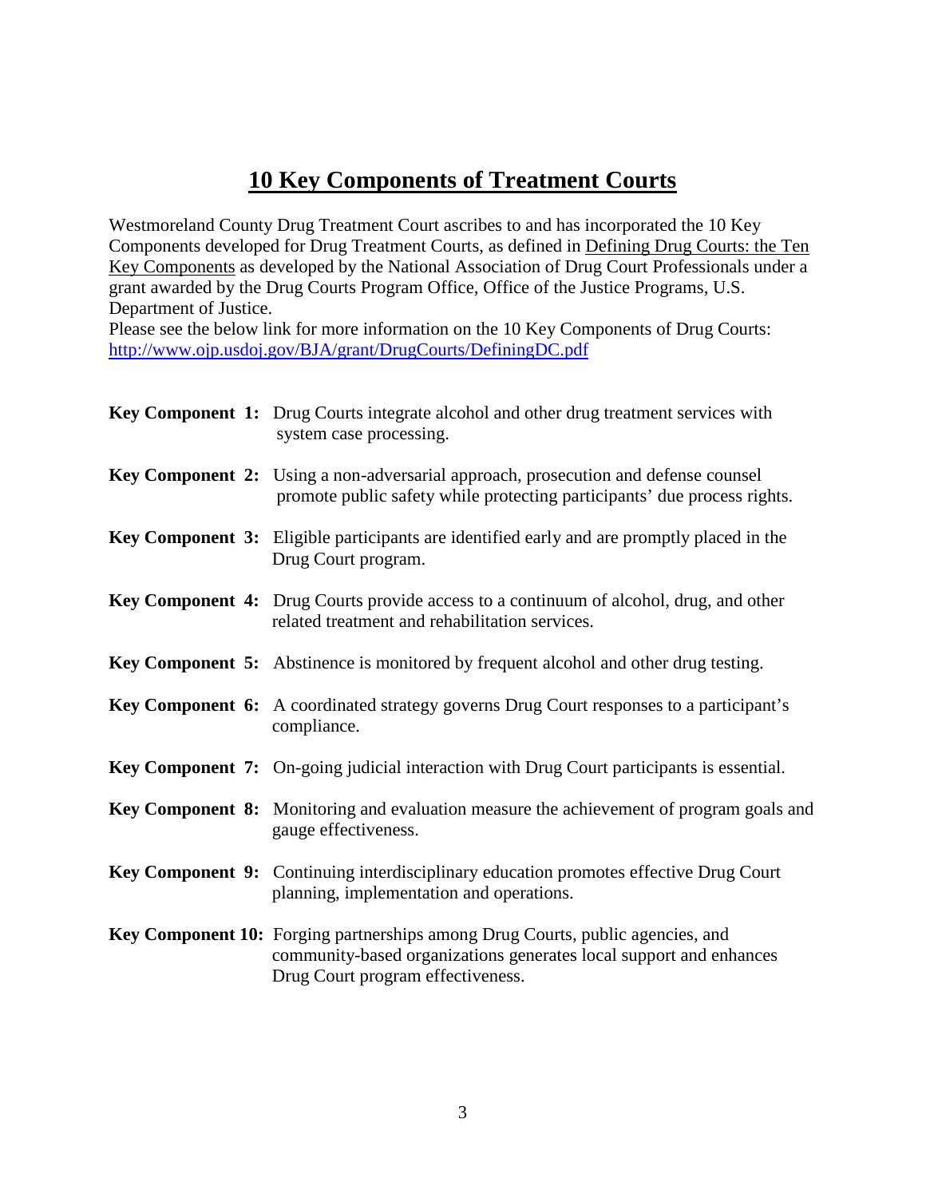# 10 Key Components of Treatment Courts

Westmoreland County Drug Treatment Court ascribes to and has incorporated the 10 Key Components developed for Drug Treatment Courts, as defined in Defining Drug Courts: the Ten Key Components as developed by the National Association of Drug Court Professionals under a grant awarded by the Drug Courts Program Office, Office of the Justice Programs, U.S. Department of Justice.

Please see the below link for more information on the 10 Key Components of Drug Courts: http://www.ojp.usdoj.gov/BJA/grant/DrugCourts/DefiningDC.pdf

**Key Component 1:** Drug Courts integrate alcohol and other drug treatment services with system case processing.

**Key Component 2:** Using a non-adversarial approach, prosecution and defense counsel promote public safety while protecting participants' due process rights.

**Key Component 3:** Eligible participants are identified early and are promptly placed in the Drug Court program.

**Key Component 4:** Drug Courts provide access to a continuum of alcohol, drug, and other related treatment and rehabilitation services.

**Key Component 5:** Abstinence is monitored by frequent alcohol and other drug testing.

**Key Component 6:** A coordinated strategy governs Drug Court responses to a participant's compliance.

**Key Component 7:** On-going judicial interaction with Drug Court participants is essential.

**Key Component 8:** Monitoring and evaluation measure the achievement of program goals and gauge effectiveness.

**Key Component 9:** Continuing interdisciplinary education promotes effective Drug Court planning, implementation and operations.

**Key Component 10:** Forging partnerships among Drug Courts, public agencies, and community-based organizations generates local support and enhances Drug Court program effectiveness.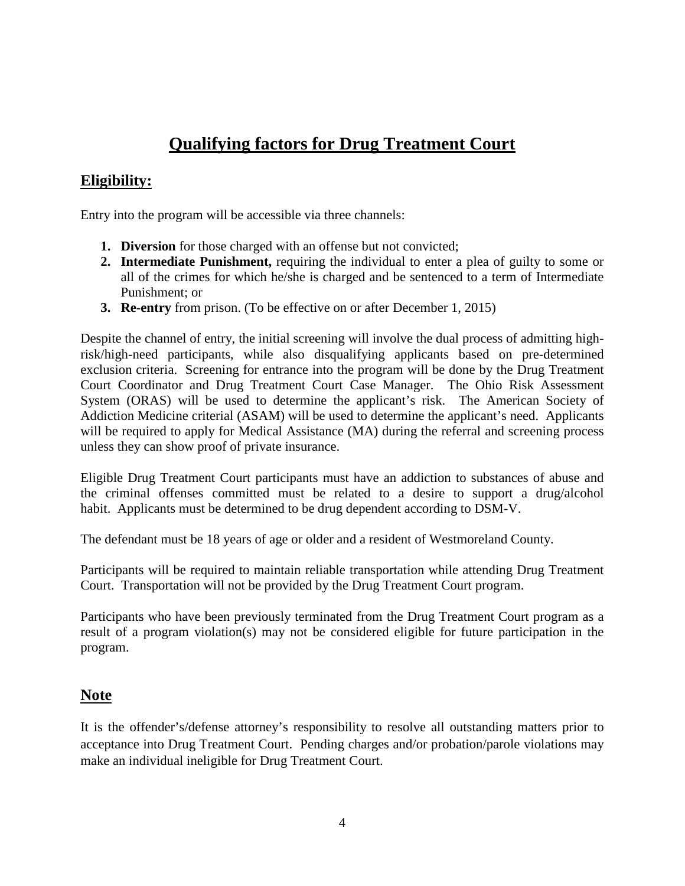# Qualifying factors for Drug Treatment Court

## Eligibility:

Entry into the program will be accessible via three channels:

1. **Diversion** for those charged with an offense but not convicted;
2. **Intermediate Punishment,** requiring the individual to enter a plea of guilty to some or all of the crimes for which he/she is charged and be sentenced to a term of Intermediate Punishment; or
3. **Re-entry** from prison. (To be effective on or after December 1, 2015)

Despite the channel of entry, the initial screening will involve the dual process of admitting high-risk/high-need participants, while also disqualifying applicants based on pre-determined exclusion criteria. Screening for entrance into the program will be done by the Drug Treatment Court Coordinator and Drug Treatment Court Case Manager. The Ohio Risk Assessment System (ORAS) will be used to determine the applicant's risk. The American Society of Addiction Medicine criterial (ASAM) will be used to determine the applicant's need. Applicants will be required to apply for Medical Assistance (MA) during the referral and screening process unless they can show proof of private insurance.

Eligible Drug Treatment Court participants must have an addiction to substances of abuse and the criminal offenses committed must be related to a desire to support a drug/alcohol habit. Applicants must be determined to be drug dependent according to DSM-V.

The defendant must be 18 years of age or older and a resident of Westmoreland County.

Participants will be required to maintain reliable transportation while attending Drug Treatment Court. Transportation will not be provided by the Drug Treatment Court program.

Participants who have been previously terminated from the Drug Treatment Court program as a result of a program violation(s) may not be considered eligible for future participation in the program.

## Note

It is the offender's/defense attorney's responsibility to resolve all outstanding matters prior to acceptance into Drug Treatment Court. Pending charges and/or probation/parole violations may make an individual ineligible for Drug Treatment Court.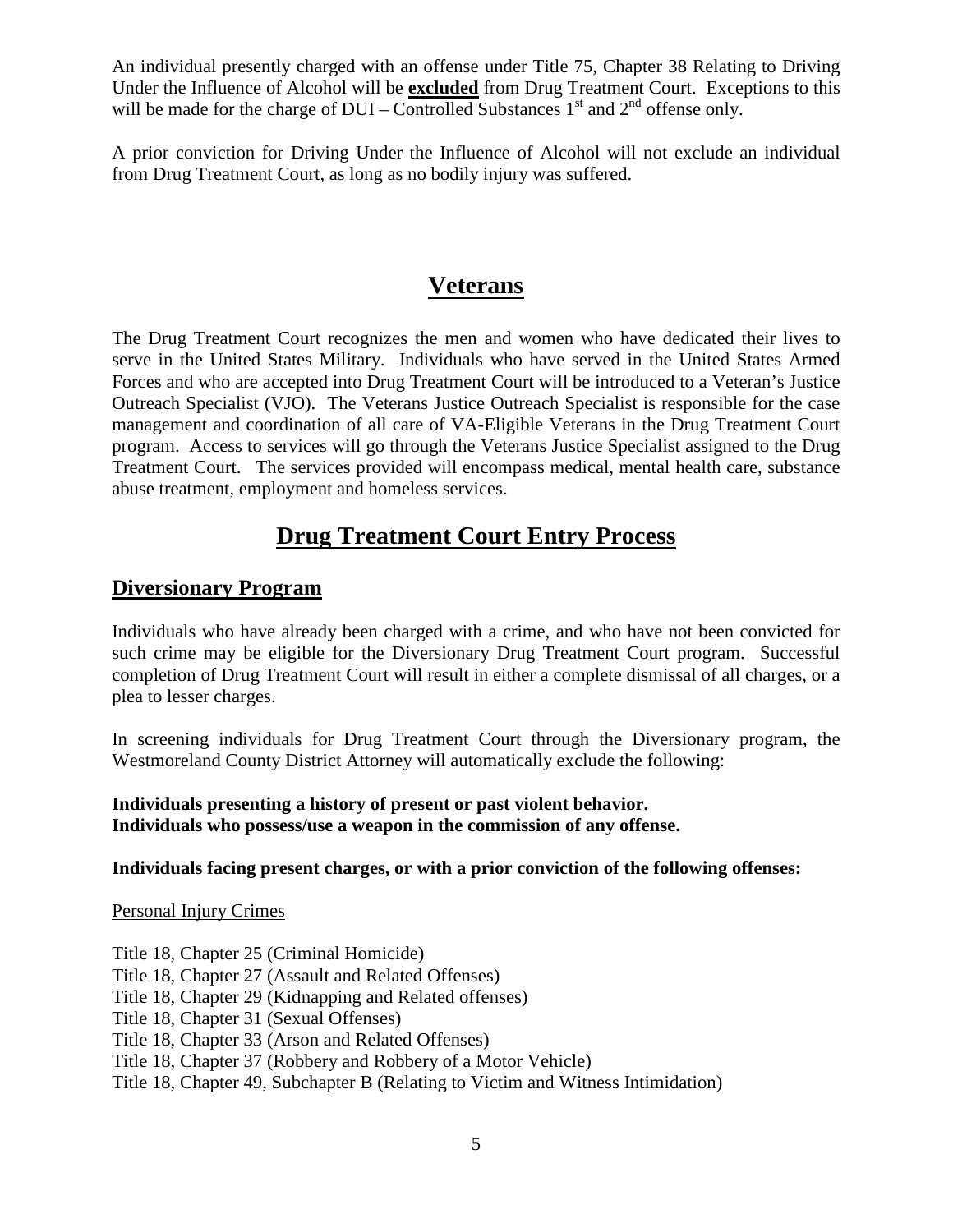An individual presently charged with an offense under Title 75, Chapter 38 Relating to Driving Under the Influence of Alcohol will be **excluded** from Drug Treatment Court. Exceptions to this will be made for the charge of DUI – Controlled Substances 1st and 2nd offense only.

A prior conviction for Driving Under the Influence of Alcohol will not exclude an individual from Drug Treatment Court, as long as no bodily injury was suffered.

# Veterans

The Drug Treatment Court recognizes the men and women who have dedicated their lives to serve in the United States Military. Individuals who have served in the United States Armed Forces and who are accepted into Drug Treatment Court will be introduced to a Veteran's Justice Outreach Specialist (VJO). The Veterans Justice Outreach Specialist is responsible for the case management and coordination of all care of VA-Eligible Veterans in the Drug Treatment Court program. Access to services will go through the Veterans Justice Specialist assigned to the Drug Treatment Court. The services provided will encompass medical, mental health care, substance abuse treatment, employment and homeless services.

# Drug Treatment Court Entry Process

## Diversionary Program

Individuals who have already been charged with a crime, and who have not been convicted for such crime may be eligible for the Diversionary Drug Treatment Court program. Successful completion of Drug Treatment Court will result in either a complete dismissal of all charges, or a plea to lesser charges.

In screening individuals for Drug Treatment Court through the Diversionary program, the Westmoreland County District Attorney will automatically exclude the following:

**Individuals presenting a history of present or past violent behavior.**
**Individuals who possess/use a weapon in the commission of any offense.**

**Individuals facing present charges, or with a prior conviction of the following offenses:**

Personal Injury Crimes

Title 18, Chapter 25 (Criminal Homicide)
Title 18, Chapter 27 (Assault and Related Offenses)
Title 18, Chapter 29 (Kidnapping and Related offenses)
Title 18, Chapter 31 (Sexual Offenses)
Title 18, Chapter 33 (Arson and Related Offenses)
Title 18, Chapter 37 (Robbery and Robbery of a Motor Vehicle)
Title 18, Chapter 49, Subchapter B (Relating to Victim and Witness Intimidation)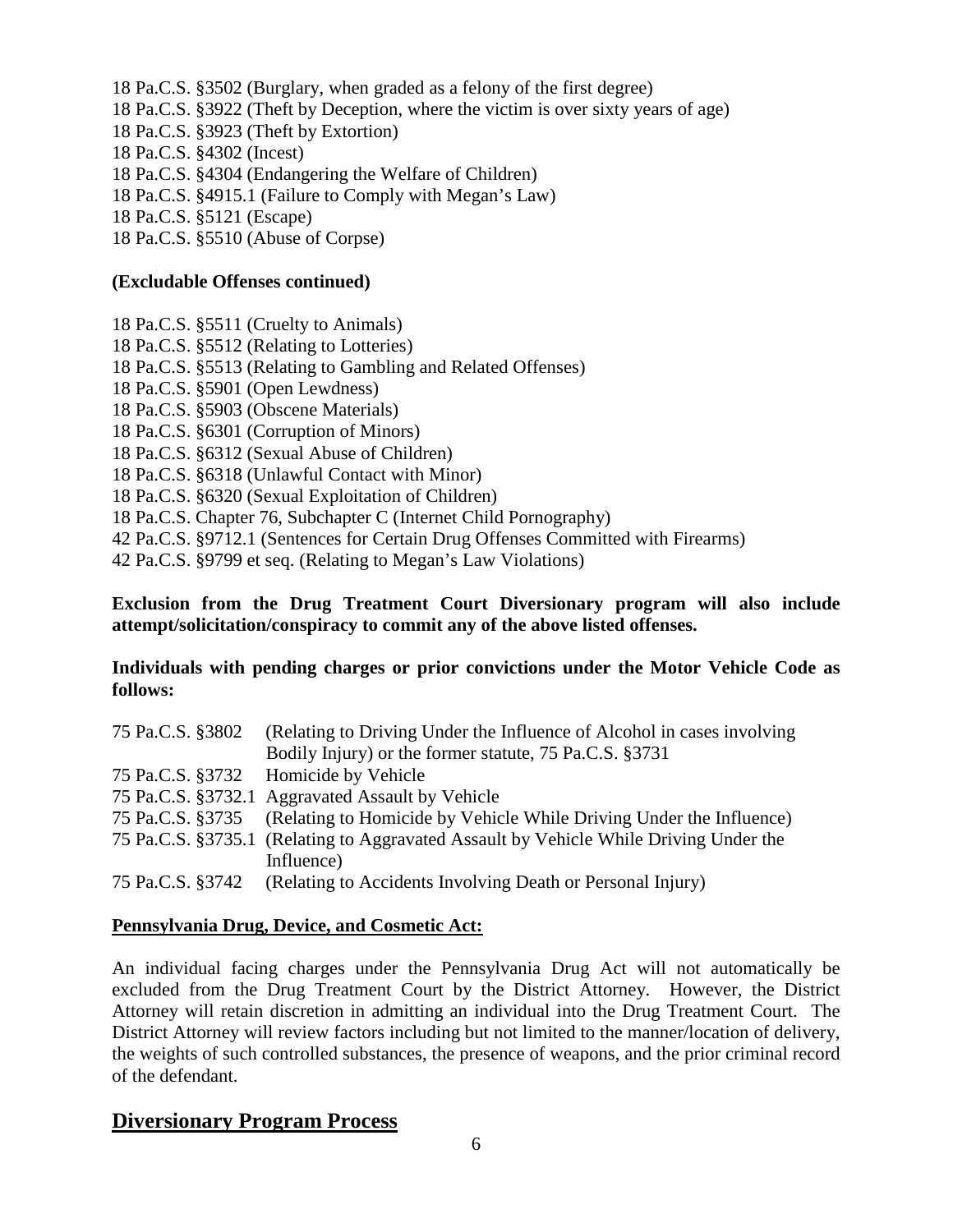18 Pa.C.S. §3502 (Burglary, when graded as a felony of the first degree)
18 Pa.C.S. §3922 (Theft by Deception, where the victim is over sixty years of age)
18 Pa.C.S. §3923 (Theft by Extortion)
18 Pa.C.S. §4302 (Incest)
18 Pa.C.S. §4304 (Endangering the Welfare of Children)
18 Pa.C.S. §4915.1 (Failure to Comply with Megan's Law)
18 Pa.C.S. §5121 (Escape)
18 Pa.C.S. §5510 (Abuse of Corpse)

**(Excludable Offenses continued)**

18 Pa.C.S. §5511 (Cruelty to Animals)
18 Pa.C.S. §5512 (Relating to Lotteries)
18 Pa.C.S. §5513 (Relating to Gambling and Related Offenses)
18 Pa.C.S. §5901 (Open Lewdness)
18 Pa.C.S. §5903 (Obscene Materials)
18 Pa.C.S. §6301 (Corruption of Minors)
18 Pa.C.S. §6312 (Sexual Abuse of Children)
18 Pa.C.S. §6318 (Unlawful Contact with Minor)
18 Pa.C.S. §6320 (Sexual Exploitation of Children)
18 Pa.C.S. Chapter 76, Subchapter C (Internet Child Pornography)
42 Pa.C.S. §9712.1 (Sentences for Certain Drug Offenses Committed with Firearms)
42 Pa.C.S. §9799 et seq. (Relating to Megan's Law Violations)

**Exclusion from the Drug Treatment Court Diversionary program will also include attempt/solicitation/conspiracy to commit any of the above listed offenses.**

**Individuals with pending charges or prior convictions under the Motor Vehicle Code as follows:**

| | |
|---|---|
| 75 Pa.C.S. §3802 | (Relating to Driving Under the Influence of Alcohol in cases involving Bodily Injury) or the former statute, 75 Pa.C.S. §3731 |
| 75 Pa.C.S. §3732 | Homicide by Vehicle |
| 75 Pa.C.S. §3732.1 | Aggravated Assault by Vehicle |
| 75 Pa.C.S. §3735 | (Relating to Homicide by Vehicle While Driving Under the Influence) |
| 75 Pa.C.S. §3735.1 | (Relating to Aggravated Assault by Vehicle While Driving Under the Influence) |
| 75 Pa.C.S. §3742 | (Relating to Accidents Involving Death or Personal Injury) |

**Pennsylvania Drug, Device, and Cosmetic Act:**

An individual facing charges under the Pennsylvania Drug Act will not automatically be excluded from the Drug Treatment Court by the District Attorney. However, the District Attorney will retain discretion in admitting an individual into the Drug Treatment Court. The District Attorney will review factors including but not limited to the manner/location of delivery, the weights of such controlled substances, the presence of weapons, and the prior criminal record of the defendant.

## Diversionary Program Process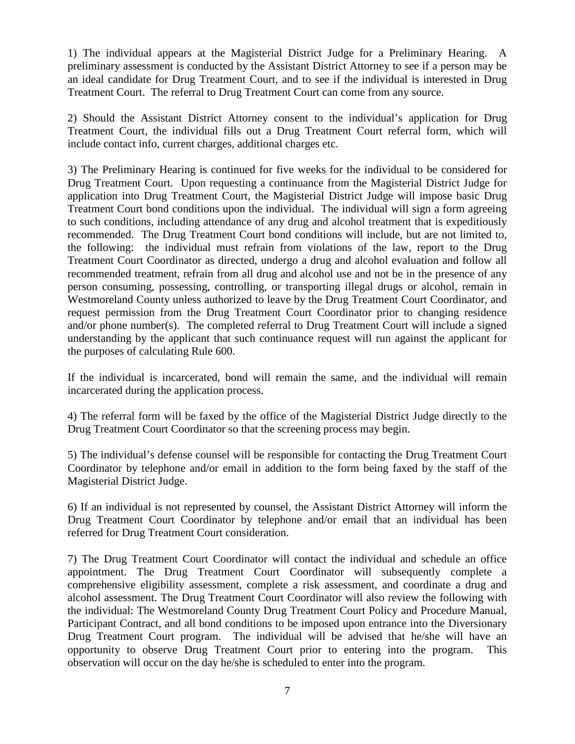1) The individual appears at the Magisterial District Judge for a Preliminary Hearing. A preliminary assessment is conducted by the Assistant District Attorney to see if a person may be an ideal candidate for Drug Treatment Court, and to see if the individual is interested in Drug Treatment Court. The referral to Drug Treatment Court can come from any source.

2) Should the Assistant District Attorney consent to the individual's application for Drug Treatment Court, the individual fills out a Drug Treatment Court referral form, which will include contact info, current charges, additional charges etc.

3) The Preliminary Hearing is continued for five weeks for the individual to be considered for Drug Treatment Court. Upon requesting a continuance from the Magisterial District Judge for application into Drug Treatment Court, the Magisterial District Judge will impose basic Drug Treatment Court bond conditions upon the individual. The individual will sign a form agreeing to such conditions, including attendance of any drug and alcohol treatment that is expeditiously recommended. The Drug Treatment Court bond conditions will include, but are not limited to, the following: the individual must refrain from violations of the law, report to the Drug Treatment Court Coordinator as directed, undergo a drug and alcohol evaluation and follow all recommended treatment, refrain from all drug and alcohol use and not be in the presence of any person consuming, possessing, controlling, or transporting illegal drugs or alcohol, remain in Westmoreland County unless authorized to leave by the Drug Treatment Court Coordinator, and request permission from the Drug Treatment Court Coordinator prior to changing residence and/or phone number(s). The completed referral to Drug Treatment Court will include a signed understanding by the applicant that such continuance request will run against the applicant for the purposes of calculating Rule 600.

If the individual is incarcerated, bond will remain the same, and the individual will remain incarcerated during the application process.

4) The referral form will be faxed by the office of the Magisterial District Judge directly to the Drug Treatment Court Coordinator so that the screening process may begin.

5) The individual's defense counsel will be responsible for contacting the Drug Treatment Court Coordinator by telephone and/or email in addition to the form being faxed by the staff of the Magisterial District Judge.

6) If an individual is not represented by counsel, the Assistant District Attorney will inform the Drug Treatment Court Coordinator by telephone and/or email that an individual has been referred for Drug Treatment Court consideration.

7) The Drug Treatment Court Coordinator will contact the individual and schedule an office appointment. The Drug Treatment Court Coordinator will subsequently complete a comprehensive eligibility assessment, complete a risk assessment, and coordinate a drug and alcohol assessment. The Drug Treatment Court Coordinator will also review the following with the individual: The Westmoreland County Drug Treatment Court Policy and Procedure Manual, Participant Contract, and all bond conditions to be imposed upon entrance into the Diversionary Drug Treatment Court program. The individual will be advised that he/she will have an opportunity to observe Drug Treatment Court prior to entering into the program. This observation will occur on the day he/she is scheduled to enter into the program.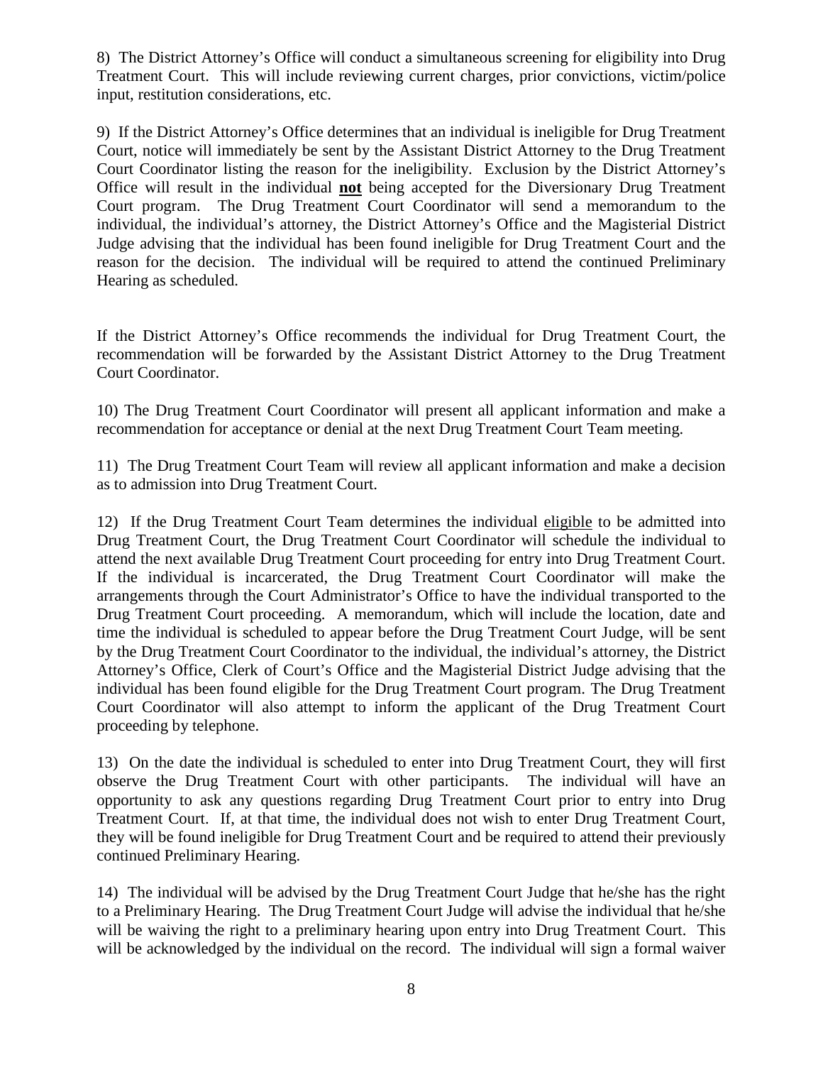8) The District Attorney's Office will conduct a simultaneous screening for eligibility into Drug Treatment Court. This will include reviewing current charges, prior convictions, victim/police input, restitution considerations, etc.

9) If the District Attorney's Office determines that an individual is ineligible for Drug Treatment Court, notice will immediately be sent by the Assistant District Attorney to the Drug Treatment Court Coordinator listing the reason for the ineligibility. Exclusion by the District Attorney's Office will result in the individual **not** being accepted for the Diversionary Drug Treatment Court program. The Drug Treatment Court Coordinator will send a memorandum to the individual, the individual's attorney, the District Attorney's Office and the Magisterial District Judge advising that the individual has been found ineligible for Drug Treatment Court and the reason for the decision. The individual will be required to attend the continued Preliminary Hearing as scheduled.

If the District Attorney's Office recommends the individual for Drug Treatment Court, the recommendation will be forwarded by the Assistant District Attorney to the Drug Treatment Court Coordinator.

10) The Drug Treatment Court Coordinator will present all applicant information and make a recommendation for acceptance or denial at the next Drug Treatment Court Team meeting.

11) The Drug Treatment Court Team will review all applicant information and make a decision as to admission into Drug Treatment Court.

12) If the Drug Treatment Court Team determines the individual eligible to be admitted into Drug Treatment Court, the Drug Treatment Court Coordinator will schedule the individual to attend the next available Drug Treatment Court proceeding for entry into Drug Treatment Court. If the individual is incarcerated, the Drug Treatment Court Coordinator will make the arrangements through the Court Administrator's Office to have the individual transported to the Drug Treatment Court proceeding. A memorandum, which will include the location, date and time the individual is scheduled to appear before the Drug Treatment Court Judge, will be sent by the Drug Treatment Court Coordinator to the individual, the individual's attorney, the District Attorney's Office, Clerk of Court's Office and the Magisterial District Judge advising that the individual has been found eligible for the Drug Treatment Court program. The Drug Treatment Court Coordinator will also attempt to inform the applicant of the Drug Treatment Court proceeding by telephone.

13) On the date the individual is scheduled to enter into Drug Treatment Court, they will first observe the Drug Treatment Court with other participants. The individual will have an opportunity to ask any questions regarding Drug Treatment Court prior to entry into Drug Treatment Court. If, at that time, the individual does not wish to enter Drug Treatment Court, they will be found ineligible for Drug Treatment Court and be required to attend their previously continued Preliminary Hearing.

14) The individual will be advised by the Drug Treatment Court Judge that he/she has the right to a Preliminary Hearing. The Drug Treatment Court Judge will advise the individual that he/she will be waiving the right to a preliminary hearing upon entry into Drug Treatment Court. This will be acknowledged by the individual on the record. The individual will sign a formal waiver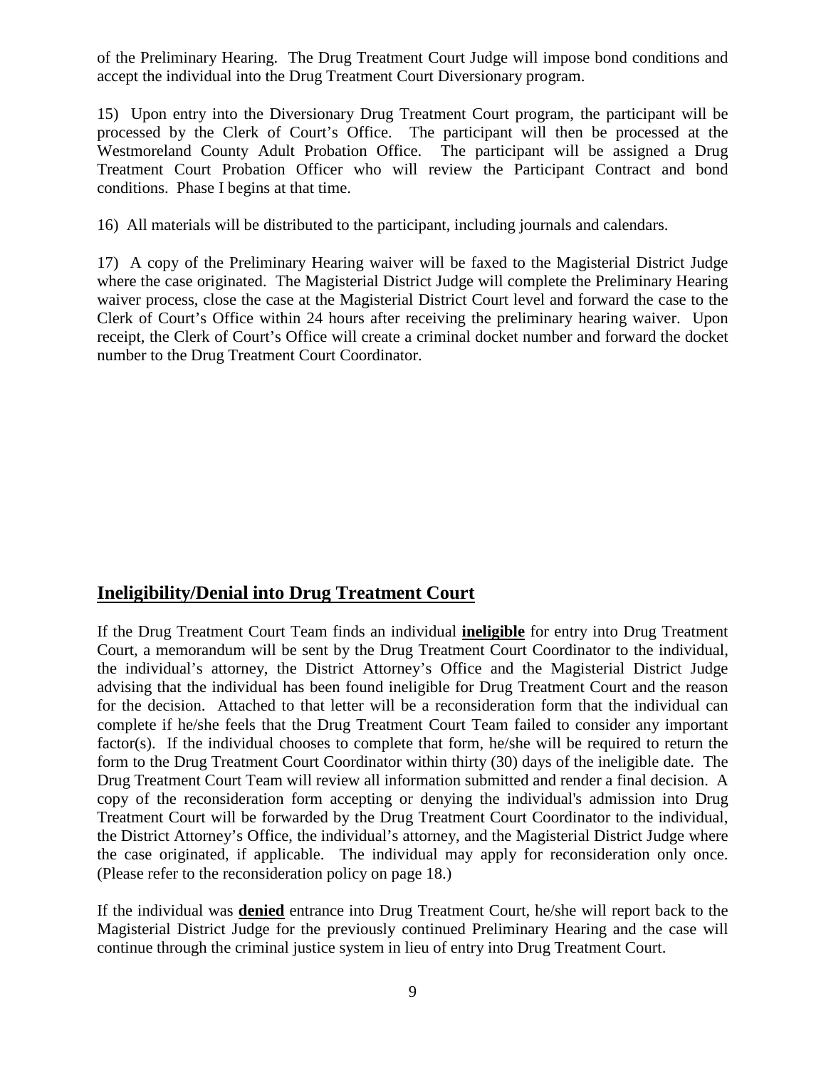of the Preliminary Hearing. The Drug Treatment Court Judge will impose bond conditions and accept the individual into the Drug Treatment Court Diversionary program.

15) Upon entry into the Diversionary Drug Treatment Court program, the participant will be processed by the Clerk of Court's Office. The participant will then be processed at the Westmoreland County Adult Probation Office. The participant will be assigned a Drug Treatment Court Probation Officer who will review the Participant Contract and bond conditions. Phase I begins at that time.

16) All materials will be distributed to the participant, including journals and calendars.

17) A copy of the Preliminary Hearing waiver will be faxed to the Magisterial District Judge where the case originated. The Magisterial District Judge will complete the Preliminary Hearing waiver process, close the case at the Magisterial District Court level and forward the case to the Clerk of Court's Office within 24 hours after receiving the preliminary hearing waiver. Upon receipt, the Clerk of Court's Office will create a criminal docket number and forward the docket number to the Drug Treatment Court Coordinator.

## Ineligibility/Denial into Drug Treatment Court

If the Drug Treatment Court Team finds an individual **ineligible** for entry into Drug Treatment Court, a memorandum will be sent by the Drug Treatment Court Coordinator to the individual, the individual's attorney, the District Attorney's Office and the Magisterial District Judge advising that the individual has been found ineligible for Drug Treatment Court and the reason for the decision. Attached to that letter will be a reconsideration form that the individual can complete if he/she feels that the Drug Treatment Court Team failed to consider any important factor(s). If the individual chooses to complete that form, he/she will be required to return the form to the Drug Treatment Court Coordinator within thirty (30) days of the ineligible date. The Drug Treatment Court Team will review all information submitted and render a final decision. A copy of the reconsideration form accepting or denying the individual's admission into Drug Treatment Court will be forwarded by the Drug Treatment Court Coordinator to the individual, the District Attorney's Office, the individual's attorney, and the Magisterial District Judge where the case originated, if applicable. The individual may apply for reconsideration only once. (Please refer to the reconsideration policy on page 18.)

If the individual was **denied** entrance into Drug Treatment Court, he/she will report back to the Magisterial District Judge for the previously continued Preliminary Hearing and the case will continue through the criminal justice system in lieu of entry into Drug Treatment Court.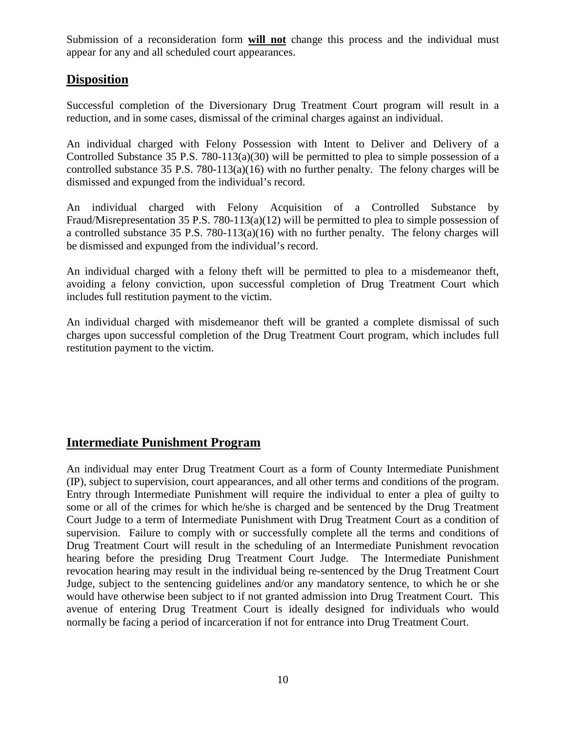Submission of a reconsideration form **will not** change this process and the individual must appear for any and all scheduled court appearances.

## Disposition

Successful completion of the Diversionary Drug Treatment Court program will result in a reduction, and in some cases, dismissal of the criminal charges against an individual.

An individual charged with Felony Possession with Intent to Deliver and Delivery of a Controlled Substance 35 P.S. 780-113(a)(30) will be permitted to plea to simple possession of a controlled substance 35 P.S. 780-113(a)(16) with no further penalty. The felony charges will be dismissed and expunged from the individual's record.

An individual charged with Felony Acquisition of a Controlled Substance by Fraud/Misrepresentation 35 P.S. 780-113(a)(12) will be permitted to plea to simple possession of a controlled substance 35 P.S. 780-113(a)(16) with no further penalty. The felony charges will be dismissed and expunged from the individual's record.

An individual charged with a felony theft will be permitted to plea to a misdemeanor theft, avoiding a felony conviction, upon successful completion of Drug Treatment Court which includes full restitution payment to the victim.

An individual charged with misdemeanor theft will be granted a complete dismissal of such charges upon successful completion of the Drug Treatment Court program, which includes full restitution payment to the victim.

## Intermediate Punishment Program

An individual may enter Drug Treatment Court as a form of County Intermediate Punishment (IP), subject to supervision, court appearances, and all other terms and conditions of the program. Entry through Intermediate Punishment will require the individual to enter a plea of guilty to some or all of the crimes for which he/she is charged and be sentenced by the Drug Treatment Court Judge to a term of Intermediate Punishment with Drug Treatment Court as a condition of supervision. Failure to comply with or successfully complete all the terms and conditions of Drug Treatment Court will result in the scheduling of an Intermediate Punishment revocation hearing before the presiding Drug Treatment Court Judge. The Intermediate Punishment revocation hearing may result in the individual being re-sentenced by the Drug Treatment Court Judge, subject to the sentencing guidelines and/or any mandatory sentence, to which he or she would have otherwise been subject to if not granted admission into Drug Treatment Court. This avenue of entering Drug Treatment Court is ideally designed for individuals who would normally be facing a period of incarceration if not for entrance into Drug Treatment Court.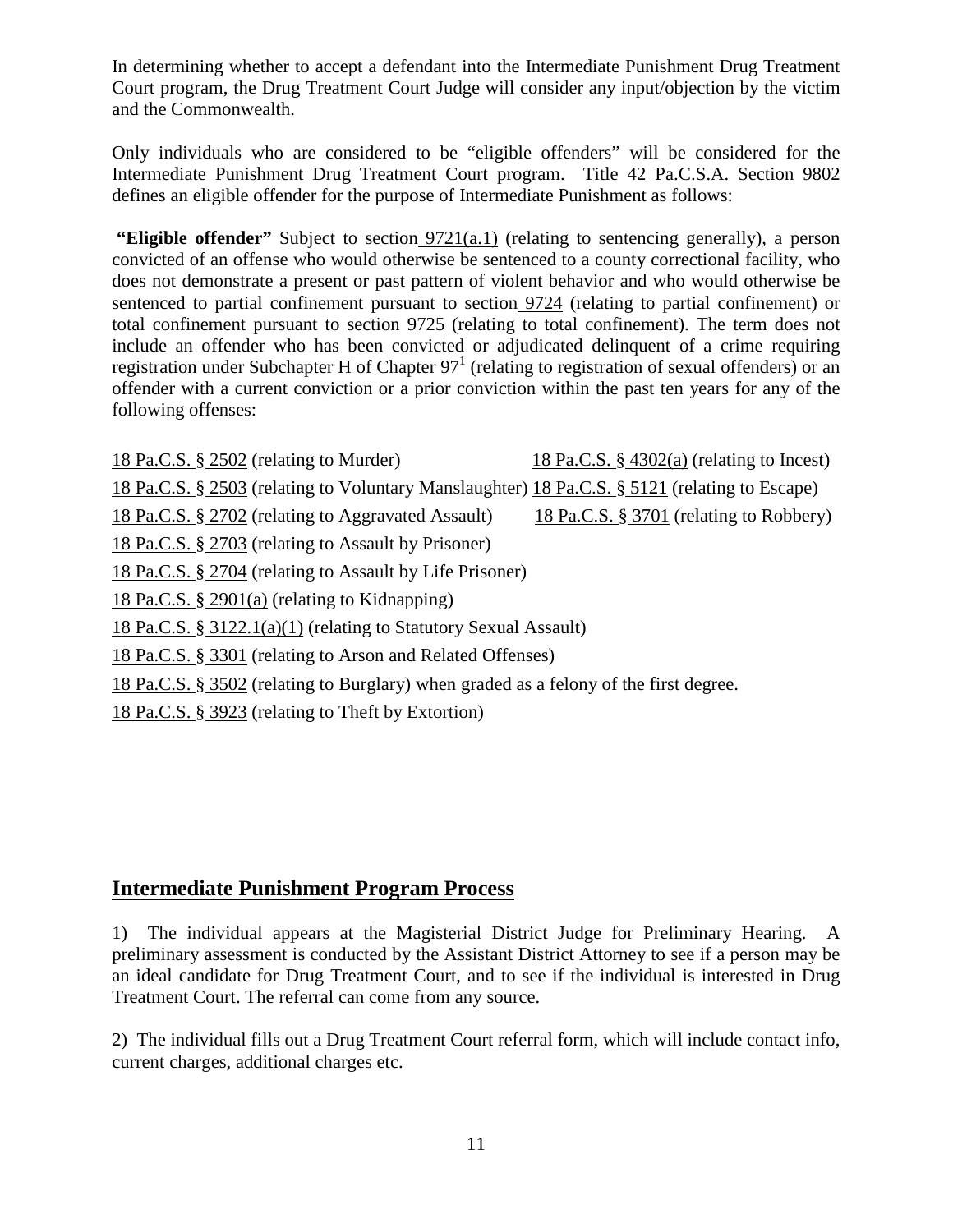In determining whether to accept a defendant into the Intermediate Punishment Drug Treatment Court program, the Drug Treatment Court Judge will consider any input/objection by the victim and the Commonwealth.

Only individuals who are considered to be "eligible offenders" will be considered for the Intermediate Punishment Drug Treatment Court program. Title 42 Pa.C.S.A. Section 9802 defines an eligible offender for the purpose of Intermediate Punishment as follows:

**"Eligible offender"** Subject to section 9721(a.1) (relating to sentencing generally), a person convicted of an offense who would otherwise be sentenced to a county correctional facility, who does not demonstrate a present or past pattern of violent behavior and who would otherwise be sentenced to partial confinement pursuant to section 9724 (relating to partial confinement) or total confinement pursuant to section 9725 (relating to total confinement). The term does not include an offender who has been convicted or adjudicated delinquent of a crime requiring registration under Subchapter H of Chapter 97[1] (relating to registration of sexual offenders) or an offender with a current conviction or a prior conviction within the past ten years for any of the following offenses:

- 18 Pa.C.S. § 2502 (relating to Murder)
- 18 Pa.C.S. § 2503 (relating to Voluntary Manslaughter)
- 18 Pa.C.S. § 2702 (relating to Aggravated Assault)
- 18 Pa.C.S. § 2703 (relating to Assault by Prisoner)
- 18 Pa.C.S. § 2704 (relating to Assault by Life Prisoner)
- 18 Pa.C.S. § 2901(a) (relating to Kidnapping)
- 18 Pa.C.S. § 3122.1(a)(1) (relating to Statutory Sexual Assault)
- 18 Pa.C.S. § 3301 (relating to Arson and Related Offenses)
- 18 Pa.C.S. § 3502 (relating to Burglary) when graded as a felony of the first degree.
- 18 Pa.C.S. § 3923 (relating to Theft by Extortion)
- 18 Pa.C.S. § 4302(a) (relating to Incest)
- 18 Pa.C.S. § 5121 (relating to Escape)
- 18 Pa.C.S. § 3701 (relating to Robbery)

## Intermediate Punishment Program Process

1) The individual appears at the Magisterial District Judge for Preliminary Hearing. A preliminary assessment is conducted by the Assistant District Attorney to see if a person may be an ideal candidate for Drug Treatment Court, and to see if the individual is interested in Drug Treatment Court. The referral can come from any source.

2) The individual fills out a Drug Treatment Court referral form, which will include contact info, current charges, additional charges etc.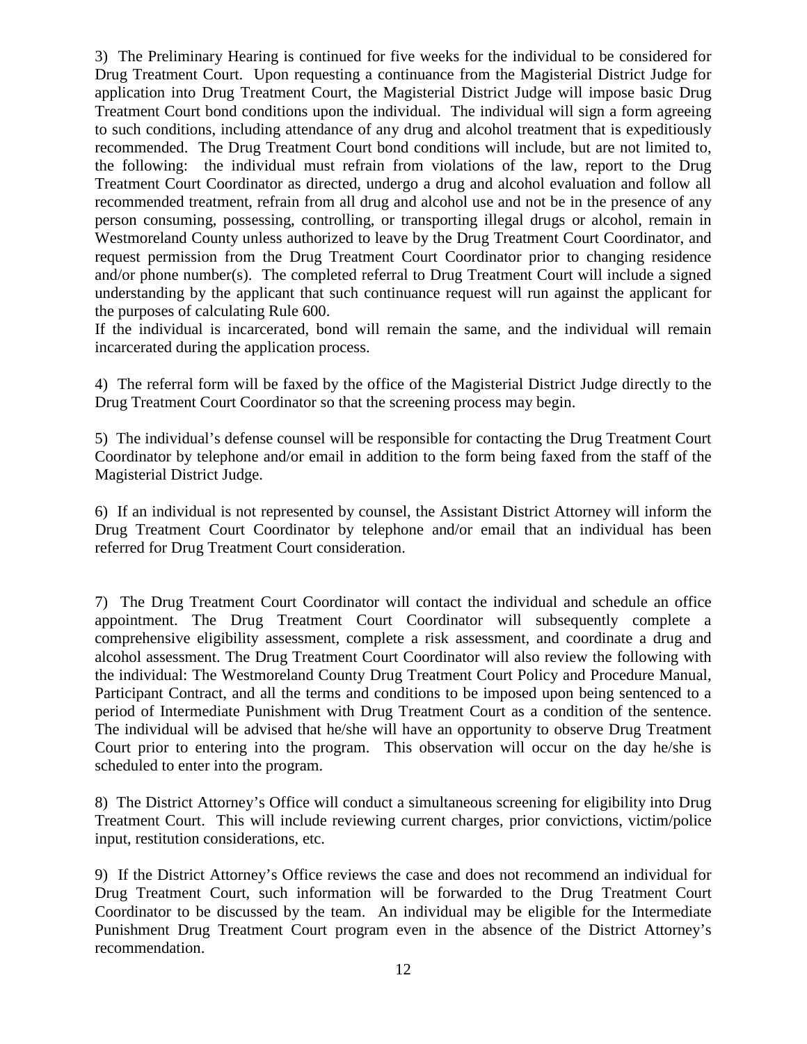3) The Preliminary Hearing is continued for five weeks for the individual to be considered for Drug Treatment Court. Upon requesting a continuance from the Magisterial District Judge for application into Drug Treatment Court, the Magisterial District Judge will impose basic Drug Treatment Court bond conditions upon the individual. The individual will sign a form agreeing to such conditions, including attendance of any drug and alcohol treatment that is expeditiously recommended. The Drug Treatment Court bond conditions will include, but are not limited to, the following: the individual must refrain from violations of the law, report to the Drug Treatment Court Coordinator as directed, undergo a drug and alcohol evaluation and follow all recommended treatment, refrain from all drug and alcohol use and not be in the presence of any person consuming, possessing, controlling, or transporting illegal drugs or alcohol, remain in Westmoreland County unless authorized to leave by the Drug Treatment Court Coordinator, and request permission from the Drug Treatment Court Coordinator prior to changing residence and/or phone number(s). The completed referral to Drug Treatment Court will include a signed understanding by the applicant that such continuance request will run against the applicant for the purposes of calculating Rule 600.

If the individual is incarcerated, bond will remain the same, and the individual will remain incarcerated during the application process.

4) The referral form will be faxed by the office of the Magisterial District Judge directly to the Drug Treatment Court Coordinator so that the screening process may begin.

5) The individual's defense counsel will be responsible for contacting the Drug Treatment Court Coordinator by telephone and/or email in addition to the form being faxed from the staff of the Magisterial District Judge.

6) If an individual is not represented by counsel, the Assistant District Attorney will inform the Drug Treatment Court Coordinator by telephone and/or email that an individual has been referred for Drug Treatment Court consideration.

7) The Drug Treatment Court Coordinator will contact the individual and schedule an office appointment. The Drug Treatment Court Coordinator will subsequently complete a comprehensive eligibility assessment, complete a risk assessment, and coordinate a drug and alcohol assessment. The Drug Treatment Court Coordinator will also review the following with the individual: The Westmoreland County Drug Treatment Court Policy and Procedure Manual, Participant Contract, and all the terms and conditions to be imposed upon being sentenced to a period of Intermediate Punishment with Drug Treatment Court as a condition of the sentence. The individual will be advised that he/she will have an opportunity to observe Drug Treatment Court prior to entering into the program. This observation will occur on the day he/she is scheduled to enter into the program.

8) The District Attorney's Office will conduct a simultaneous screening for eligibility into Drug Treatment Court. This will include reviewing current charges, prior convictions, victim/police input, restitution considerations, etc.

9) If the District Attorney's Office reviews the case and does not recommend an individual for Drug Treatment Court, such information will be forwarded to the Drug Treatment Court Coordinator to be discussed by the team. An individual may be eligible for the Intermediate Punishment Drug Treatment Court program even in the absence of the District Attorney's recommendation.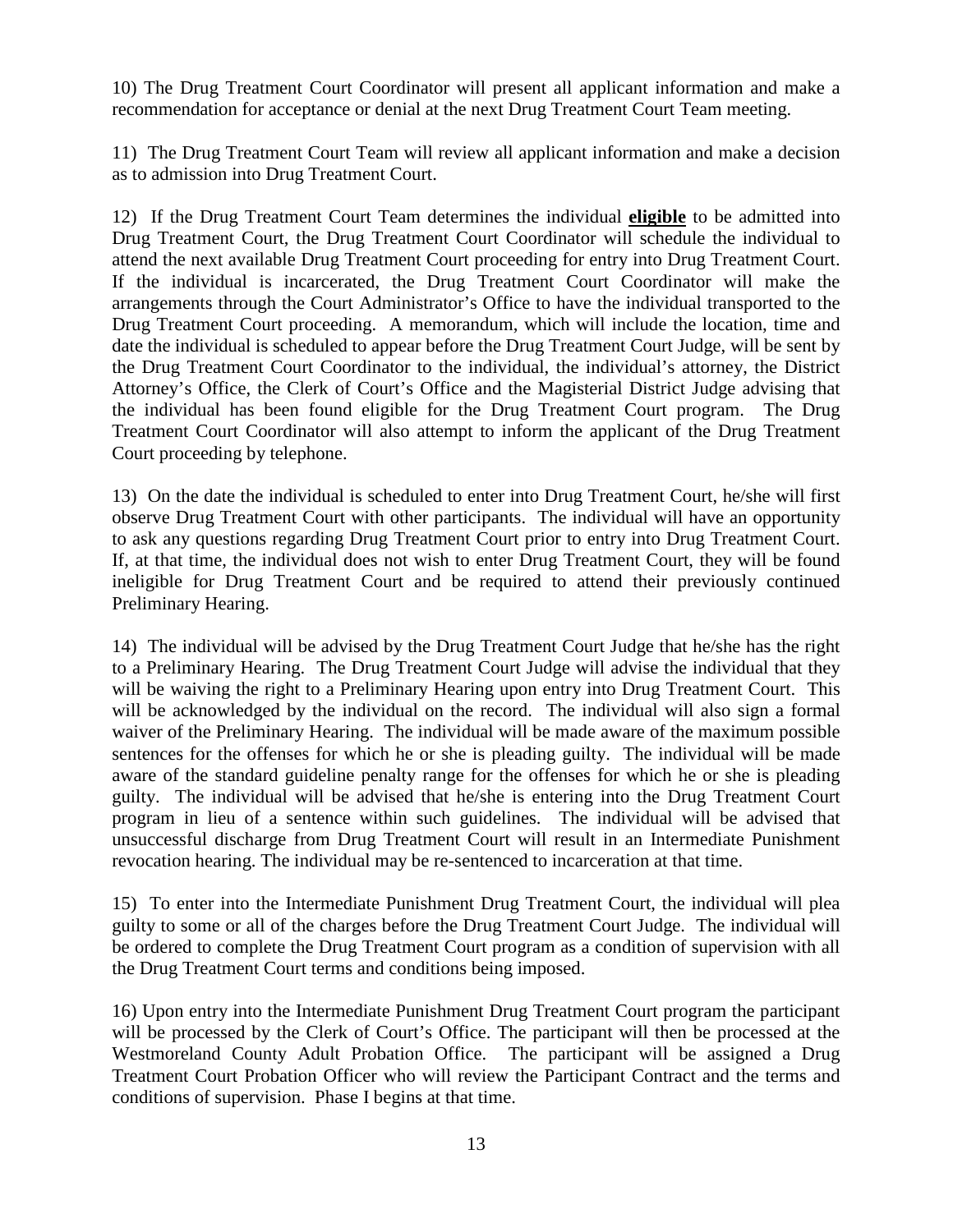10) The Drug Treatment Court Coordinator will present all applicant information and make a recommendation for acceptance or denial at the next Drug Treatment Court Team meeting.

11) The Drug Treatment Court Team will review all applicant information and make a decision as to admission into Drug Treatment Court.

12) If the Drug Treatment Court Team determines the individual **eligible** to be admitted into Drug Treatment Court, the Drug Treatment Court Coordinator will schedule the individual to attend the next available Drug Treatment Court proceeding for entry into Drug Treatment Court. If the individual is incarcerated, the Drug Treatment Court Coordinator will make the arrangements through the Court Administrator's Office to have the individual transported to the Drug Treatment Court proceeding. A memorandum, which will include the location, time and date the individual is scheduled to appear before the Drug Treatment Court Judge, will be sent by the Drug Treatment Court Coordinator to the individual, the individual's attorney, the District Attorney's Office, the Clerk of Court's Office and the Magisterial District Judge advising that the individual has been found eligible for the Drug Treatment Court program. The Drug Treatment Court Coordinator will also attempt to inform the applicant of the Drug Treatment Court proceeding by telephone.

13) On the date the individual is scheduled to enter into Drug Treatment Court, he/she will first observe Drug Treatment Court with other participants. The individual will have an opportunity to ask any questions regarding Drug Treatment Court prior to entry into Drug Treatment Court. If, at that time, the individual does not wish to enter Drug Treatment Court, they will be found ineligible for Drug Treatment Court and be required to attend their previously continued Preliminary Hearing.

14) The individual will be advised by the Drug Treatment Court Judge that he/she has the right to a Preliminary Hearing. The Drug Treatment Court Judge will advise the individual that they will be waiving the right to a Preliminary Hearing upon entry into Drug Treatment Court. This will be acknowledged by the individual on the record. The individual will also sign a formal waiver of the Preliminary Hearing. The individual will be made aware of the maximum possible sentences for the offenses for which he or she is pleading guilty. The individual will be made aware of the standard guideline penalty range for the offenses for which he or she is pleading guilty. The individual will be advised that he/she is entering into the Drug Treatment Court program in lieu of a sentence within such guidelines. The individual will be advised that unsuccessful discharge from Drug Treatment Court will result in an Intermediate Punishment revocation hearing. The individual may be re-sentenced to incarceration at that time.

15) To enter into the Intermediate Punishment Drug Treatment Court, the individual will plea guilty to some or all of the charges before the Drug Treatment Court Judge. The individual will be ordered to complete the Drug Treatment Court program as a condition of supervision with all the Drug Treatment Court terms and conditions being imposed.

16) Upon entry into the Intermediate Punishment Drug Treatment Court program the participant will be processed by the Clerk of Court's Office. The participant will then be processed at the Westmoreland County Adult Probation Office. The participant will be assigned a Drug Treatment Court Probation Officer who will review the Participant Contract and the terms and conditions of supervision. Phase I begins at that time.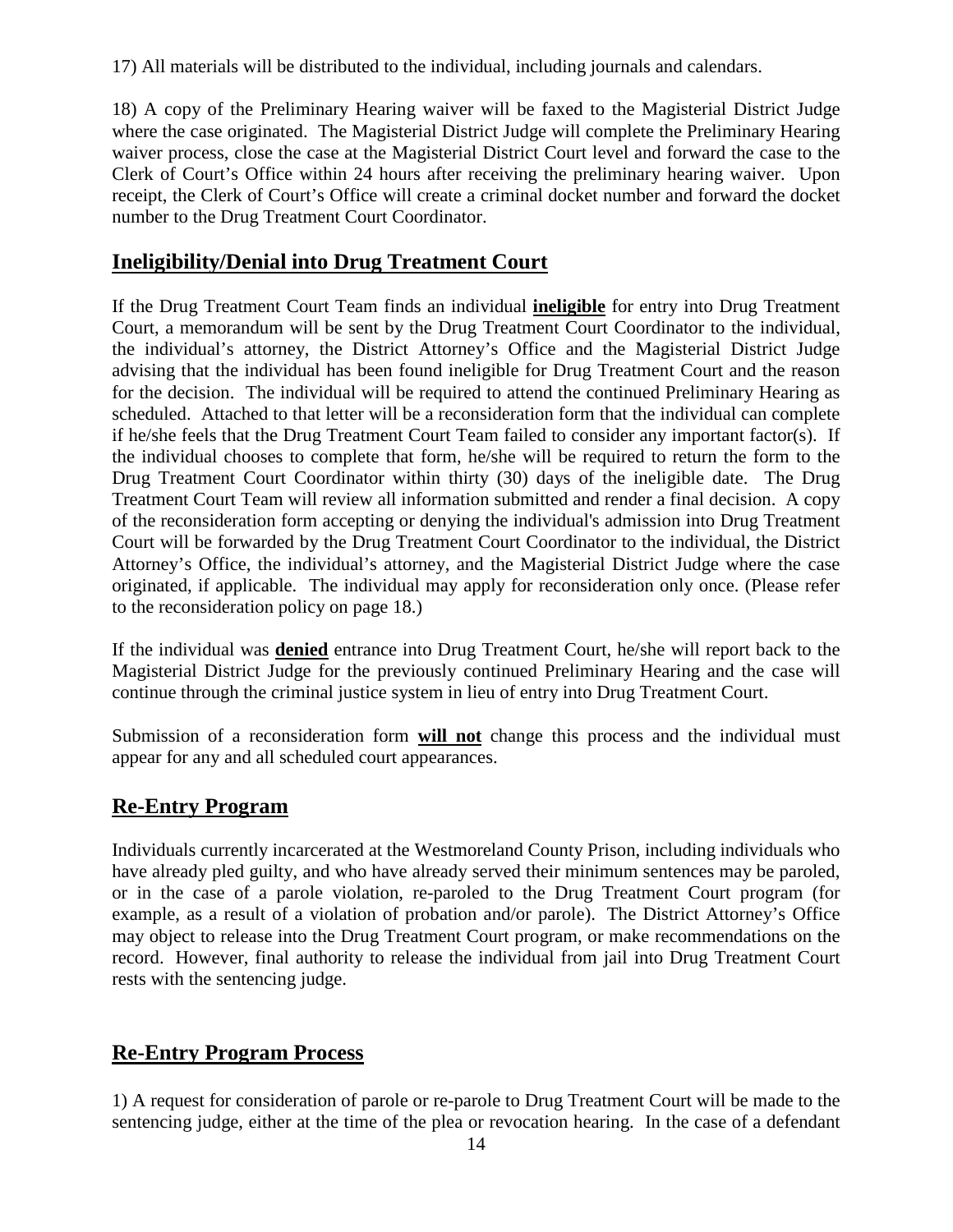17) All materials will be distributed to the individual, including journals and calendars.

18) A copy of the Preliminary Hearing waiver will be faxed to the Magisterial District Judge where the case originated. The Magisterial District Judge will complete the Preliminary Hearing waiver process, close the case at the Magisterial District Court level and forward the case to the Clerk of Court's Office within 24 hours after receiving the preliminary hearing waiver. Upon receipt, the Clerk of Court's Office will create a criminal docket number and forward the docket number to the Drug Treatment Court Coordinator.

## Ineligibility/Denial into Drug Treatment Court

If the Drug Treatment Court Team finds an individual **ineligible** for entry into Drug Treatment Court, a memorandum will be sent by the Drug Treatment Court Coordinator to the individual, the individual's attorney, the District Attorney's Office and the Magisterial District Judge advising that the individual has been found ineligible for Drug Treatment Court and the reason for the decision. The individual will be required to attend the continued Preliminary Hearing as scheduled. Attached to that letter will be a reconsideration form that the individual can complete if he/she feels that the Drug Treatment Court Team failed to consider any important factor(s). If the individual chooses to complete that form, he/she will be required to return the form to the Drug Treatment Court Coordinator within thirty (30) days of the ineligible date. The Drug Treatment Court Team will review all information submitted and render a final decision. A copy of the reconsideration form accepting or denying the individual's admission into Drug Treatment Court will be forwarded by the Drug Treatment Court Coordinator to the individual, the District Attorney's Office, the individual's attorney, and the Magisterial District Judge where the case originated, if applicable. The individual may apply for reconsideration only once. (Please refer to the reconsideration policy on page 18.)

If the individual was **denied** entrance into Drug Treatment Court, he/she will report back to the Magisterial District Judge for the previously continued Preliminary Hearing and the case will continue through the criminal justice system in lieu of entry into Drug Treatment Court.

Submission of a reconsideration form **will not** change this process and the individual must appear for any and all scheduled court appearances.

## Re-Entry Program

Individuals currently incarcerated at the Westmoreland County Prison, including individuals who have already pled guilty, and who have already served their minimum sentences may be paroled, or in the case of a parole violation, re-paroled to the Drug Treatment Court program (for example, as a result of a violation of probation and/or parole). The District Attorney's Office may object to release into the Drug Treatment Court program, or make recommendations on the record. However, final authority to release the individual from jail into Drug Treatment Court rests with the sentencing judge.

## Re-Entry Program Process

1) A request for consideration of parole or re-parole to Drug Treatment Court will be made to the sentencing judge, either at the time of the plea or revocation hearing. In the case of a defendant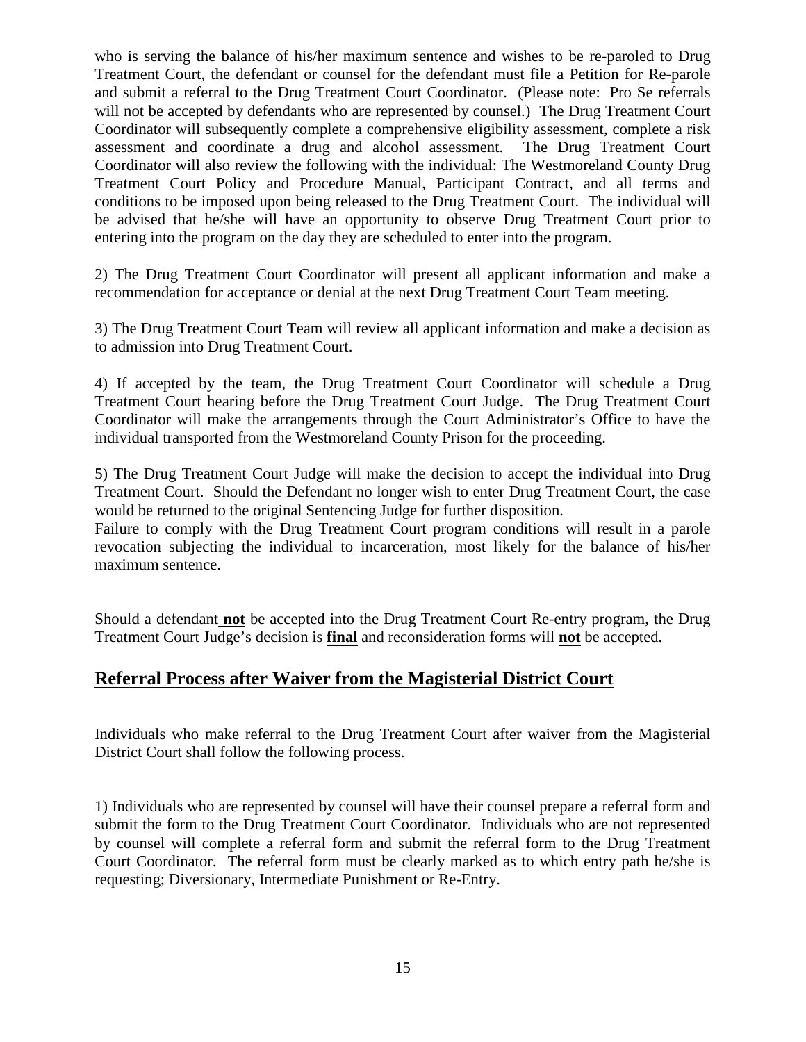who is serving the balance of his/her maximum sentence and wishes to be re-paroled to Drug Treatment Court, the defendant or counsel for the defendant must file a Petition for Re-parole and submit a referral to the Drug Treatment Court Coordinator. (Please note: Pro Se referrals will not be accepted by defendants who are represented by counsel.) The Drug Treatment Court Coordinator will subsequently complete a comprehensive eligibility assessment, complete a risk assessment and coordinate a drug and alcohol assessment. The Drug Treatment Court Coordinator will also review the following with the individual: The Westmoreland County Drug Treatment Court Policy and Procedure Manual, Participant Contract, and all terms and conditions to be imposed upon being released to the Drug Treatment Court. The individual will be advised that he/she will have an opportunity to observe Drug Treatment Court prior to entering into the program on the day they are scheduled to enter into the program.

2) The Drug Treatment Court Coordinator will present all applicant information and make a recommendation for acceptance or denial at the next Drug Treatment Court Team meeting.

3) The Drug Treatment Court Team will review all applicant information and make a decision as to admission into Drug Treatment Court.

4) If accepted by the team, the Drug Treatment Court Coordinator will schedule a Drug Treatment Court hearing before the Drug Treatment Court Judge. The Drug Treatment Court Coordinator will make the arrangements through the Court Administrator's Office to have the individual transported from the Westmoreland County Prison for the proceeding.

5) The Drug Treatment Court Judge will make the decision to accept the individual into Drug Treatment Court. Should the Defendant no longer wish to enter Drug Treatment Court, the case would be returned to the original Sentencing Judge for further disposition.
Failure to comply with the Drug Treatment Court program conditions will result in a parole revocation subjecting the individual to incarceration, most likely for the balance of his/her maximum sentence.

Should a defendant **not** be accepted into the Drug Treatment Court Re-entry program, the Drug Treatment Court Judge's decision is **final** and reconsideration forms will **not** be accepted.

## Referral Process after Waiver from the Magisterial District Court

Individuals who make referral to the Drug Treatment Court after waiver from the Magisterial District Court shall follow the following process.

1) Individuals who are represented by counsel will have their counsel prepare a referral form and submit the form to the Drug Treatment Court Coordinator. Individuals who are not represented by counsel will complete a referral form and submit the referral form to the Drug Treatment Court Coordinator. The referral form must be clearly marked as to which entry path he/she is requesting; Diversionary, Intermediate Punishment or Re-Entry.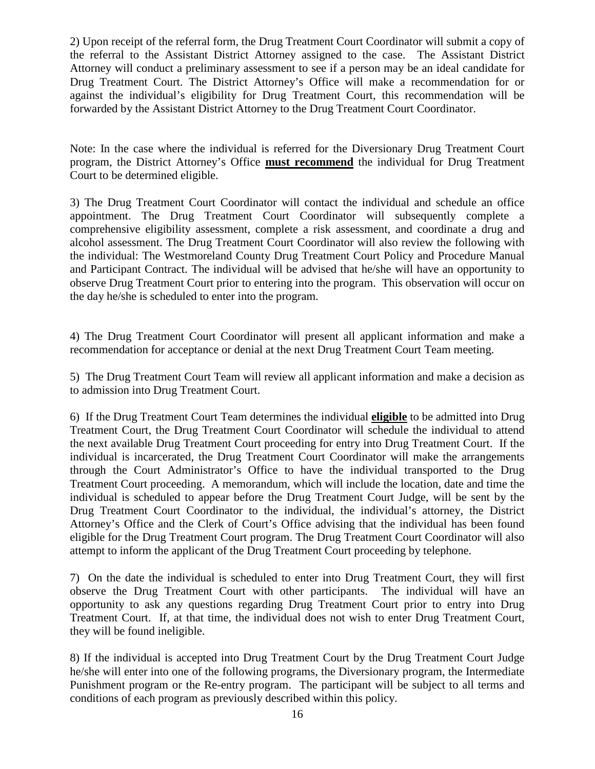2) Upon receipt of the referral form, the Drug Treatment Court Coordinator will submit a copy of the referral to the Assistant District Attorney assigned to the case. The Assistant District Attorney will conduct a preliminary assessment to see if a person may be an ideal candidate for Drug Treatment Court. The District Attorney's Office will make a recommendation for or against the individual's eligibility for Drug Treatment Court, this recommendation will be forwarded by the Assistant District Attorney to the Drug Treatment Court Coordinator.

Note: In the case where the individual is referred for the Diversionary Drug Treatment Court program, the District Attorney's Office **must recommend** the individual for Drug Treatment Court to be determined eligible.

3) The Drug Treatment Court Coordinator will contact the individual and schedule an office appointment. The Drug Treatment Court Coordinator will subsequently complete a comprehensive eligibility assessment, complete a risk assessment, and coordinate a drug and alcohol assessment. The Drug Treatment Court Coordinator will also review the following with the individual: The Westmoreland County Drug Treatment Court Policy and Procedure Manual and Participant Contract. The individual will be advised that he/she will have an opportunity to observe Drug Treatment Court prior to entering into the program. This observation will occur on the day he/she is scheduled to enter into the program.

4) The Drug Treatment Court Coordinator will present all applicant information and make a recommendation for acceptance or denial at the next Drug Treatment Court Team meeting.

5) The Drug Treatment Court Team will review all applicant information and make a decision as to admission into Drug Treatment Court.

6) If the Drug Treatment Court Team determines the individual **eligible** to be admitted into Drug Treatment Court, the Drug Treatment Court Coordinator will schedule the individual to attend the next available Drug Treatment Court proceeding for entry into Drug Treatment Court. If the individual is incarcerated, the Drug Treatment Court Coordinator will make the arrangements through the Court Administrator's Office to have the individual transported to the Drug Treatment Court proceeding. A memorandum, which will include the location, date and time the individual is scheduled to appear before the Drug Treatment Court Judge, will be sent by the Drug Treatment Court Coordinator to the individual, the individual's attorney, the District Attorney's Office and the Clerk of Court's Office advising that the individual has been found eligible for the Drug Treatment Court program. The Drug Treatment Court Coordinator will also attempt to inform the applicant of the Drug Treatment Court proceeding by telephone.

7) On the date the individual is scheduled to enter into Drug Treatment Court, they will first observe the Drug Treatment Court with other participants. The individual will have an opportunity to ask any questions regarding Drug Treatment Court prior to entry into Drug Treatment Court. If, at that time, the individual does not wish to enter Drug Treatment Court, they will be found ineligible.

8) If the individual is accepted into Drug Treatment Court by the Drug Treatment Court Judge he/she will enter into one of the following programs, the Diversionary program, the Intermediate Punishment program or the Re-entry program. The participant will be subject to all terms and conditions of each program as previously described within this policy.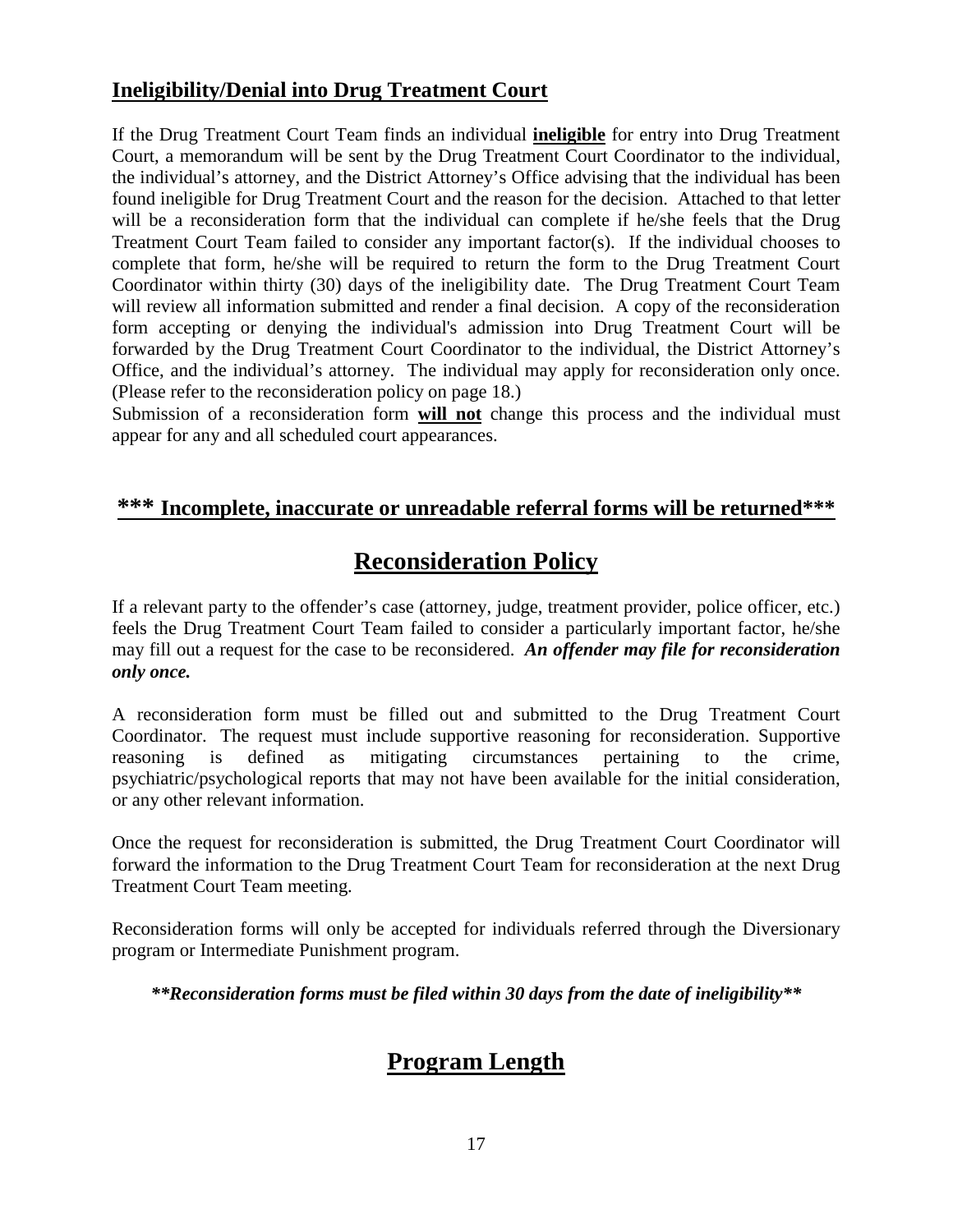## Ineligibility/Denial into Drug Treatment Court

If the Drug Treatment Court Team finds an individual **ineligible** for entry into Drug Treatment Court, a memorandum will be sent by the Drug Treatment Court Coordinator to the individual, the individual's attorney, and the District Attorney's Office advising that the individual has been found ineligible for Drug Treatment Court and the reason for the decision. Attached to that letter will be a reconsideration form that the individual can complete if he/she feels that the Drug Treatment Court Team failed to consider any important factor(s). If the individual chooses to complete that form, he/she will be required to return the form to the Drug Treatment Court Coordinator within thirty (30) days of the ineligibility date. The Drug Treatment Court Team will review all information submitted and render a final decision. A copy of the reconsideration form accepting or denying the individual's admission into Drug Treatment Court will be forwarded by the Drug Treatment Court Coordinator to the individual, the District Attorney's Office, and the individual's attorney. The individual may apply for reconsideration only once. (Please refer to the reconsideration policy on page 18.)

Submission of a reconsideration form **will not** change this process and the individual must appear for any and all scheduled court appearances.

**\*\*\* Incomplete, inaccurate or unreadable referral forms will be returned\*\*\***

# Reconsideration Policy

If a relevant party to the offender's case (attorney, judge, treatment provider, police officer, etc.) feels the Drug Treatment Court Team failed to consider a particularly important factor, he/she may fill out a request for the case to be reconsidered. ***An offender may file for reconsideration only once.***

A reconsideration form must be filled out and submitted to the Drug Treatment Court Coordinator. The request must include supportive reasoning for reconsideration. Supportive reasoning is defined as mitigating circumstances pertaining to the crime, psychiatric/psychological reports that may not have been available for the initial consideration, or any other relevant information.

Once the request for reconsideration is submitted, the Drug Treatment Court Coordinator will forward the information to the Drug Treatment Court Team for reconsideration at the next Drug Treatment Court Team meeting.

Reconsideration forms will only be accepted for individuals referred through the Diversionary program or Intermediate Punishment program.

***\*\*Reconsideration forms must be filed within 30 days from the date of ineligibility\*\****

# Program Length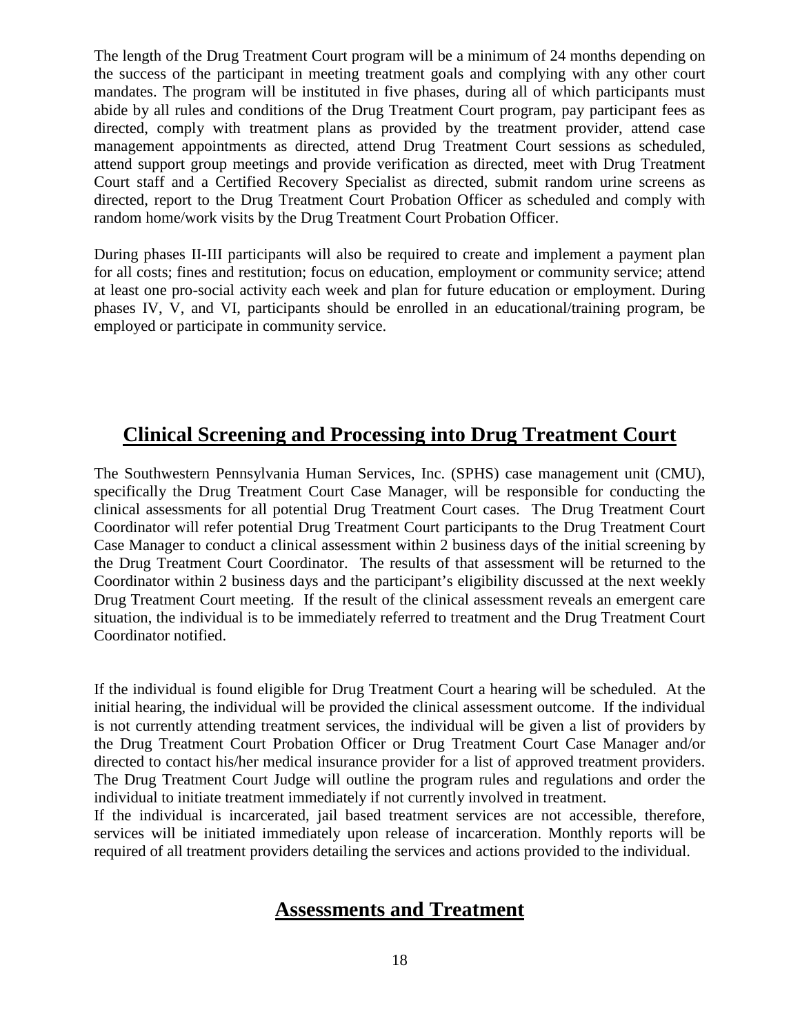The length of the Drug Treatment Court program will be a minimum of 24 months depending on the success of the participant in meeting treatment goals and complying with any other court mandates. The program will be instituted in five phases, during all of which participants must abide by all rules and conditions of the Drug Treatment Court program, pay participant fees as directed, comply with treatment plans as provided by the treatment provider, attend case management appointments as directed, attend Drug Treatment Court sessions as scheduled, attend support group meetings and provide verification as directed, meet with Drug Treatment Court staff and a Certified Recovery Specialist as directed, submit random urine screens as directed, report to the Drug Treatment Court Probation Officer as scheduled and comply with random home/work visits by the Drug Treatment Court Probation Officer.

During phases II-III participants will also be required to create and implement a payment plan for all costs; fines and restitution; focus on education, employment or community service; attend at least one pro-social activity each week and plan for future education or employment. During phases IV, V, and VI, participants should be enrolled in an educational/training program, be employed or participate in community service.

## Clinical Screening and Processing into Drug Treatment Court

The Southwestern Pennsylvania Human Services, Inc. (SPHS) case management unit (CMU), specifically the Drug Treatment Court Case Manager, will be responsible for conducting the clinical assessments for all potential Drug Treatment Court cases. The Drug Treatment Court Coordinator will refer potential Drug Treatment Court participants to the Drug Treatment Court Case Manager to conduct a clinical assessment within 2 business days of the initial screening by the Drug Treatment Court Coordinator. The results of that assessment will be returned to the Coordinator within 2 business days and the participant's eligibility discussed at the next weekly Drug Treatment Court meeting. If the result of the clinical assessment reveals an emergent care situation, the individual is to be immediately referred to treatment and the Drug Treatment Court Coordinator notified.

If the individual is found eligible for Drug Treatment Court a hearing will be scheduled. At the initial hearing, the individual will be provided the clinical assessment outcome. If the individual is not currently attending treatment services, the individual will be given a list of providers by the Drug Treatment Court Probation Officer or Drug Treatment Court Case Manager and/or directed to contact his/her medical insurance provider for a list of approved treatment providers. The Drug Treatment Court Judge will outline the program rules and regulations and order the individual to initiate treatment immediately if not currently involved in treatment.

If the individual is incarcerated, jail based treatment services are not accessible, therefore, services will be initiated immediately upon release of incarceration. Monthly reports will be required of all treatment providers detailing the services and actions provided to the individual.

## Assessments and Treatment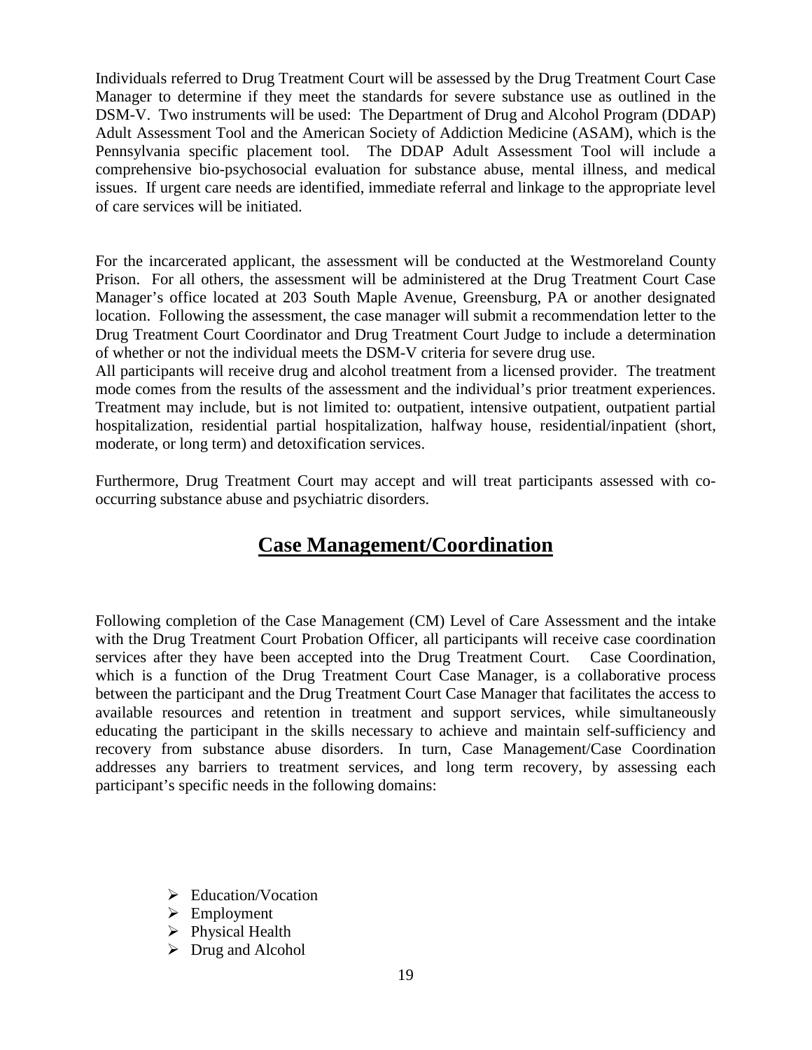Individuals referred to Drug Treatment Court will be assessed by the Drug Treatment Court Case Manager to determine if they meet the standards for severe substance use as outlined in the DSM-V. Two instruments will be used: The Department of Drug and Alcohol Program (DDAP) Adult Assessment Tool and the American Society of Addiction Medicine (ASAM), which is the Pennsylvania specific placement tool. The DDAP Adult Assessment Tool will include a comprehensive bio-psychosocial evaluation for substance abuse, mental illness, and medical issues. If urgent care needs are identified, immediate referral and linkage to the appropriate level of care services will be initiated.

For the incarcerated applicant, the assessment will be conducted at the Westmoreland County Prison. For all others, the assessment will be administered at the Drug Treatment Court Case Manager's office located at 203 South Maple Avenue, Greensburg, PA or another designated location. Following the assessment, the case manager will submit a recommendation letter to the Drug Treatment Court Coordinator and Drug Treatment Court Judge to include a determination of whether or not the individual meets the DSM-V criteria for severe drug use.

All participants will receive drug and alcohol treatment from a licensed provider. The treatment mode comes from the results of the assessment and the individual's prior treatment experiences. Treatment may include, but is not limited to: outpatient, intensive outpatient, outpatient partial hospitalization, residential partial hospitalization, halfway house, residential/inpatient (short, moderate, or long term) and detoxification services.

Furthermore, Drug Treatment Court may accept and will treat participants assessed with co-occurring substance abuse and psychiatric disorders.

## Case Management/Coordination

Following completion of the Case Management (CM) Level of Care Assessment and the intake with the Drug Treatment Court Probation Officer, all participants will receive case coordination services after they have been accepted into the Drug Treatment Court. Case Coordination, which is a function of the Drug Treatment Court Case Manager, is a collaborative process between the participant and the Drug Treatment Court Case Manager that facilitates the access to available resources and retention in treatment and support services, while simultaneously educating the participant in the skills necessary to achieve and maintain self-sufficiency and recovery from substance abuse disorders. In turn, Case Management/Case Coordination addresses any barriers to treatment services, and long term recovery, by assessing each participant's specific needs in the following domains:

- Education/Vocation
- Employment
- Physical Health
- Drug and Alcohol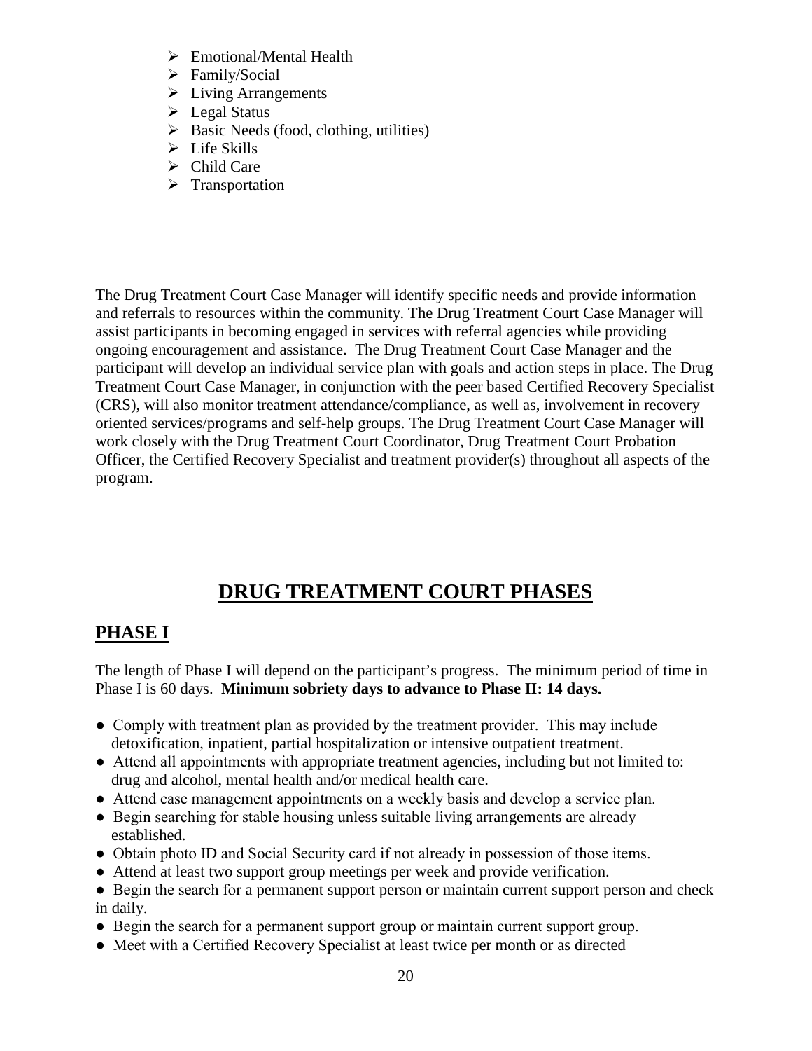- Emotional/Mental Health
- Family/Social
- Living Arrangements
- Legal Status
- Basic Needs (food, clothing, utilities)
- Life Skills
- Child Care
- Transportation

The Drug Treatment Court Case Manager will identify specific needs and provide information and referrals to resources within the community. The Drug Treatment Court Case Manager will assist participants in becoming engaged in services with referral agencies while providing ongoing encouragement and assistance. The Drug Treatment Court Case Manager and the participant will develop an individual service plan with goals and action steps in place. The Drug Treatment Court Case Manager, in conjunction with the peer based Certified Recovery Specialist (CRS), will also monitor treatment attendance/compliance, as well as, involvement in recovery oriented services/programs and self-help groups. The Drug Treatment Court Case Manager will work closely with the Drug Treatment Court Coordinator, Drug Treatment Court Probation Officer, the Certified Recovery Specialist and treatment provider(s) throughout all aspects of the program.

# DRUG TREATMENT COURT PHASES

## PHASE I

The length of Phase I will depend on the participant's progress. The minimum period of time in Phase I is 60 days. **Minimum sobriety days to advance to Phase II: 14 days.**

- Comply with treatment plan as provided by the treatment provider. This may include detoxification, inpatient, partial hospitalization or intensive outpatient treatment.
- Attend all appointments with appropriate treatment agencies, including but not limited to: drug and alcohol, mental health and/or medical health care.
- Attend case management appointments on a weekly basis and develop a service plan.
- Begin searching for stable housing unless suitable living arrangements are already established.
- Obtain photo ID and Social Security card if not already in possession of those items.
- Attend at least two support group meetings per week and provide verification.
- Begin the search for a permanent support person or maintain current support person and check in daily.
- Begin the search for a permanent support group or maintain current support group.
- Meet with a Certified Recovery Specialist at least twice per month or as directed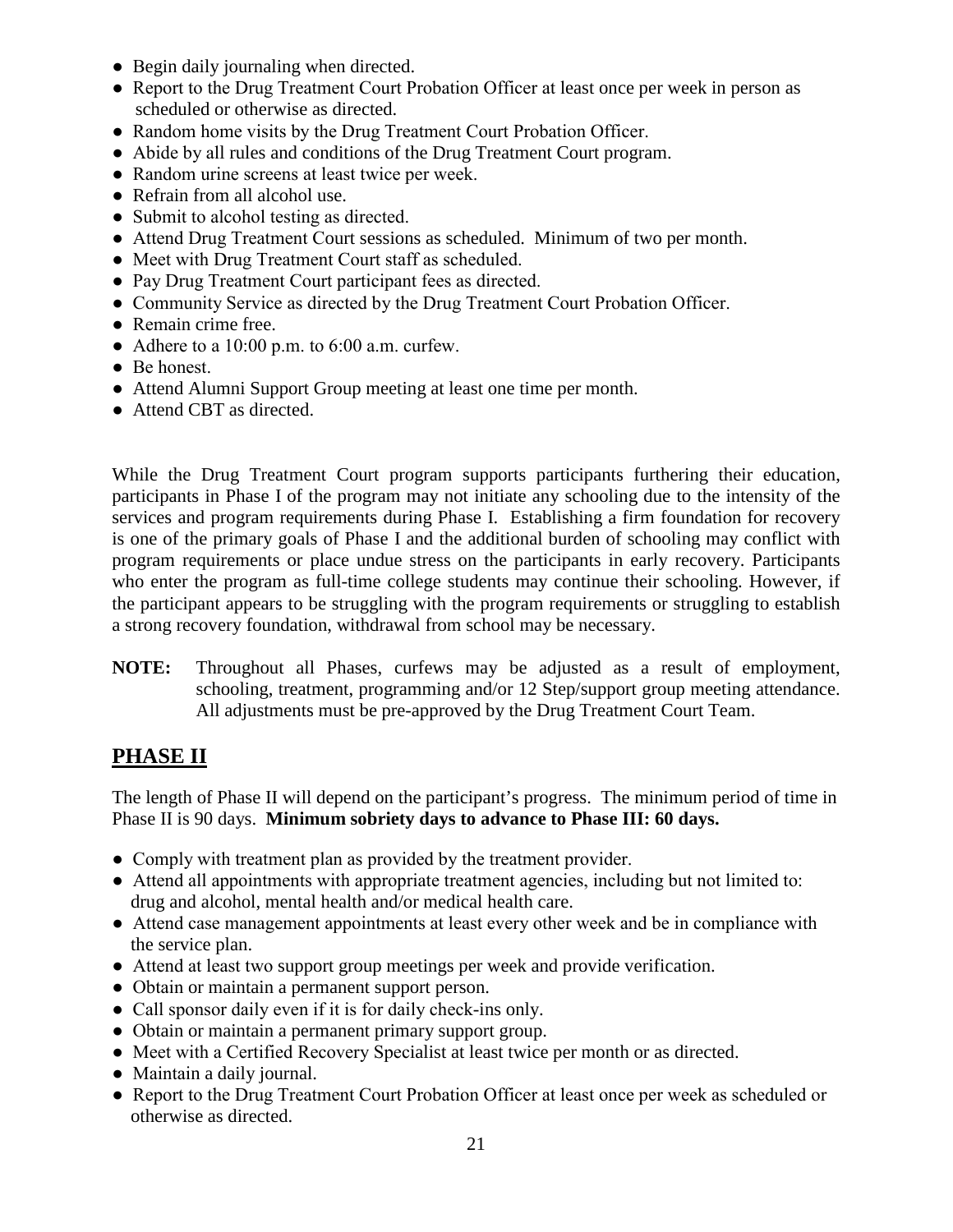- Begin daily journaling when directed.
- Report to the Drug Treatment Court Probation Officer at least once per week in person as scheduled or otherwise as directed.
- Random home visits by the Drug Treatment Court Probation Officer.
- Abide by all rules and conditions of the Drug Treatment Court program.
- Random urine screens at least twice per week.
- Refrain from all alcohol use.
- Submit to alcohol testing as directed.
- Attend Drug Treatment Court sessions as scheduled. Minimum of two per month.
- Meet with Drug Treatment Court staff as scheduled.
- Pay Drug Treatment Court participant fees as directed.
- Community Service as directed by the Drug Treatment Court Probation Officer.
- Remain crime free.
- Adhere to a 10:00 p.m. to 6:00 a.m. curfew.
- Be honest.
- Attend Alumni Support Group meeting at least one time per month.
- Attend CBT as directed.

While the Drug Treatment Court program supports participants furthering their education, participants in Phase I of the program may not initiate any schooling due to the intensity of the services and program requirements during Phase I. Establishing a firm foundation for recovery is one of the primary goals of Phase I and the additional burden of schooling may conflict with program requirements or place undue stress on the participants in early recovery. Participants who enter the program as full-time college students may continue their schooling. However, if the participant appears to be struggling with the program requirements or struggling to establish a strong recovery foundation, withdrawal from school may be necessary.

**NOTE:** Throughout all Phases, curfews may be adjusted as a result of employment, schooling, treatment, programming and/or 12 Step/support group meeting attendance. All adjustments must be pre-approved by the Drug Treatment Court Team.

## PHASE II

The length of Phase II will depend on the participant's progress. The minimum period of time in Phase II is 90 days. **Minimum sobriety days to advance to Phase III: 60 days.**

- Comply with treatment plan as provided by the treatment provider.
- Attend all appointments with appropriate treatment agencies, including but not limited to: drug and alcohol, mental health and/or medical health care.
- Attend case management appointments at least every other week and be in compliance with the service plan.
- Attend at least two support group meetings per week and provide verification.
- Obtain or maintain a permanent support person.
- Call sponsor daily even if it is for daily check-ins only.
- Obtain or maintain a permanent primary support group.
- Meet with a Certified Recovery Specialist at least twice per month or as directed.
- Maintain a daily journal.
- Report to the Drug Treatment Court Probation Officer at least once per week as scheduled or otherwise as directed.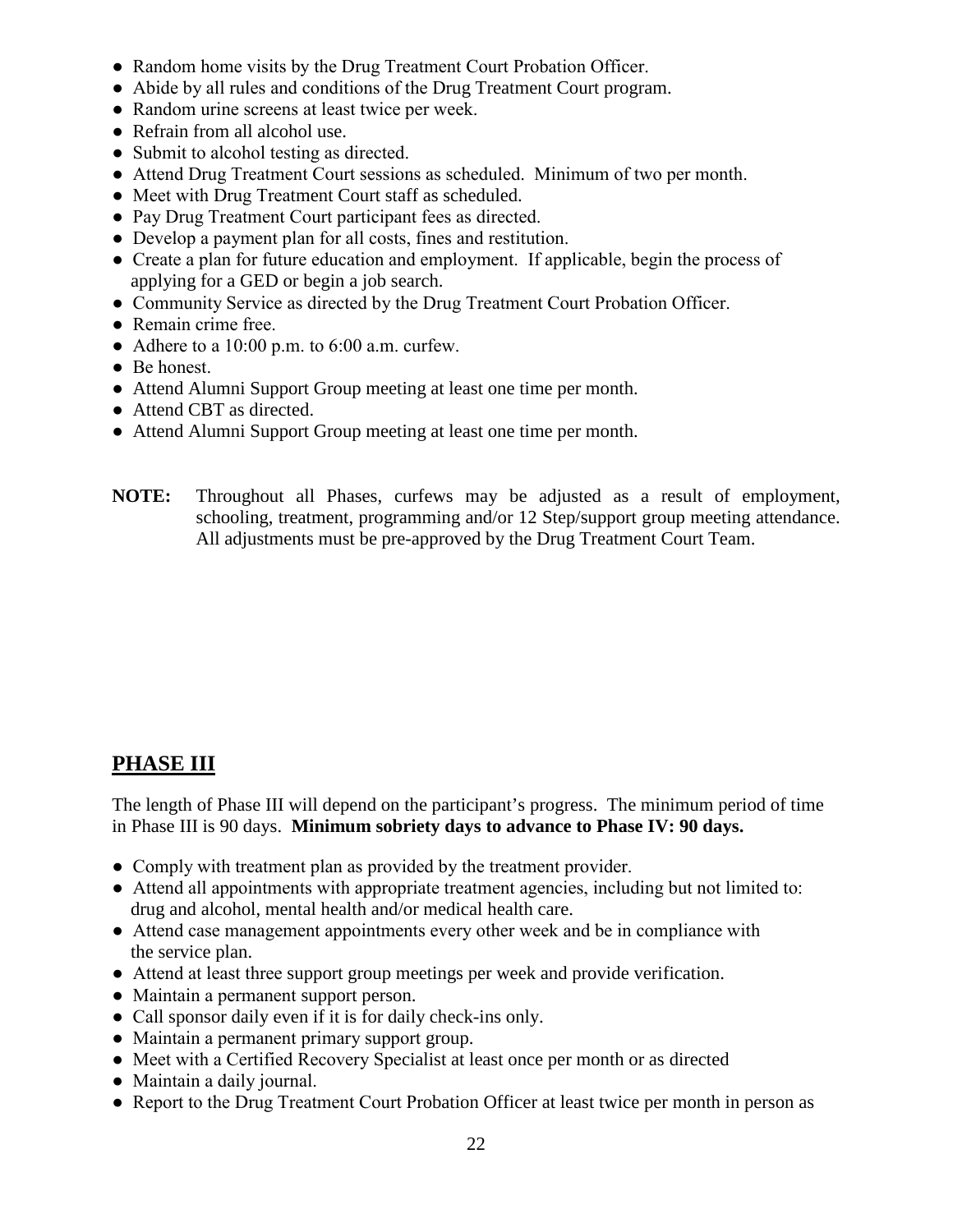- Random home visits by the Drug Treatment Court Probation Officer.
- Abide by all rules and conditions of the Drug Treatment Court program.
- Random urine screens at least twice per week.
- Refrain from all alcohol use.
- Submit to alcohol testing as directed.
- Attend Drug Treatment Court sessions as scheduled. Minimum of two per month.
- Meet with Drug Treatment Court staff as scheduled.
- Pay Drug Treatment Court participant fees as directed.
- Develop a payment plan for all costs, fines and restitution.
- Create a plan for future education and employment. If applicable, begin the process of applying for a GED or begin a job search.
- Community Service as directed by the Drug Treatment Court Probation Officer.
- Remain crime free.
- Adhere to a 10:00 p.m. to 6:00 a.m. curfew.
- Be honest.
- Attend Alumni Support Group meeting at least one time per month.
- Attend CBT as directed.
- Attend Alumni Support Group meeting at least one time per month.

**NOTE:** Throughout all Phases, curfews may be adjusted as a result of employment, schooling, treatment, programming and/or 12 Step/support group meeting attendance. All adjustments must be pre-approved by the Drug Treatment Court Team.

## PHASE III

The length of Phase III will depend on the participant's progress. The minimum period of time in Phase III is 90 days. **Minimum sobriety days to advance to Phase IV: 90 days.**

- Comply with treatment plan as provided by the treatment provider.
- Attend all appointments with appropriate treatment agencies, including but not limited to: drug and alcohol, mental health and/or medical health care.
- Attend case management appointments every other week and be in compliance with the service plan.
- Attend at least three support group meetings per week and provide verification.
- Maintain a permanent support person.
- Call sponsor daily even if it is for daily check-ins only.
- Maintain a permanent primary support group.
- Meet with a Certified Recovery Specialist at least once per month or as directed
- Maintain a daily journal.
- Report to the Drug Treatment Court Probation Officer at least twice per month in person as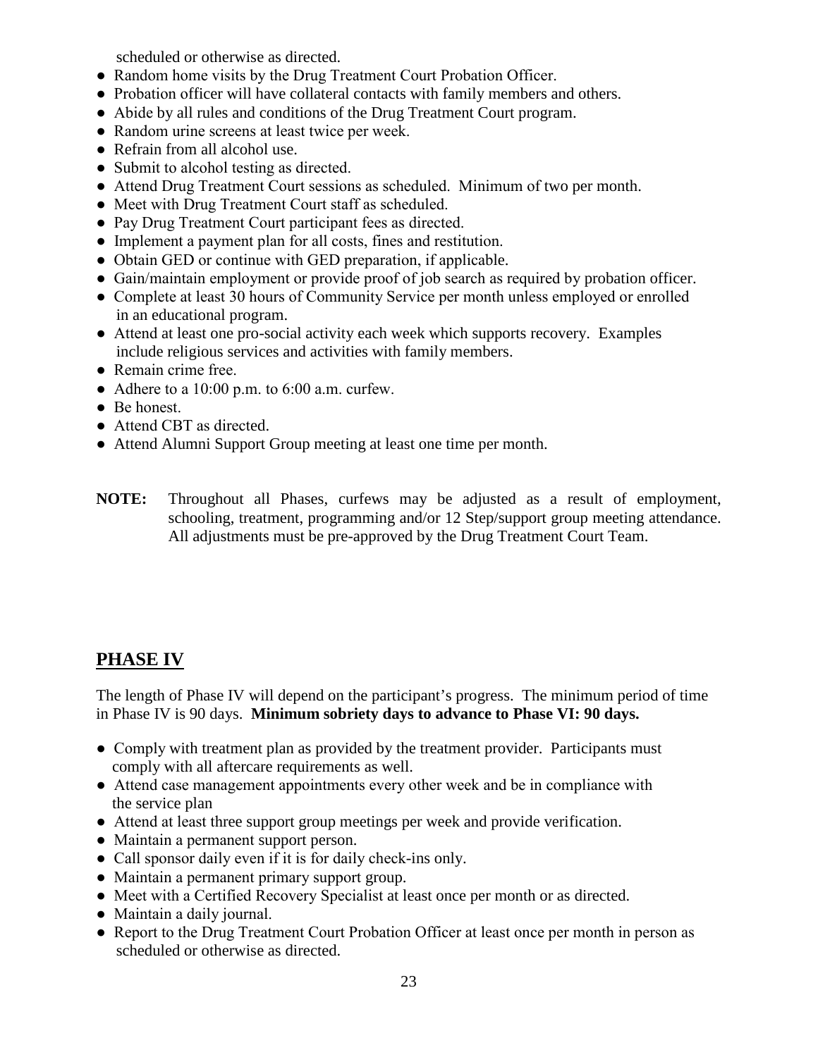scheduled or otherwise as directed.

- Random home visits by the Drug Treatment Court Probation Officer.
- Probation officer will have collateral contacts with family members and others.
- Abide by all rules and conditions of the Drug Treatment Court program.
- Random urine screens at least twice per week.
- Refrain from all alcohol use.
- Submit to alcohol testing as directed.
- Attend Drug Treatment Court sessions as scheduled. Minimum of two per month.
- Meet with Drug Treatment Court staff as scheduled.
- Pay Drug Treatment Court participant fees as directed.
- Implement a payment plan for all costs, fines and restitution.
- Obtain GED or continue with GED preparation, if applicable.
- Gain/maintain employment or provide proof of job search as required by probation officer.
- Complete at least 30 hours of Community Service per month unless employed or enrolled in an educational program.
- Attend at least one pro-social activity each week which supports recovery. Examples include religious services and activities with family members.
- Remain crime free.
- Adhere to a 10:00 p.m. to 6:00 a.m. curfew.
- Be honest.
- Attend CBT as directed.
- Attend Alumni Support Group meeting at least one time per month.

**NOTE:** Throughout all Phases, curfews may be adjusted as a result of employment, schooling, treatment, programming and/or 12 Step/support group meeting attendance. All adjustments must be pre-approved by the Drug Treatment Court Team.

## PHASE IV

The length of Phase IV will depend on the participant's progress. The minimum period of time in Phase IV is 90 days. **Minimum sobriety days to advance to Phase VI: 90 days.**

- Comply with treatment plan as provided by the treatment provider. Participants must comply with all aftercare requirements as well.
- Attend case management appointments every other week and be in compliance with the service plan
- Attend at least three support group meetings per week and provide verification.
- Maintain a permanent support person.
- Call sponsor daily even if it is for daily check-ins only.
- Maintain a permanent primary support group.
- Meet with a Certified Recovery Specialist at least once per month or as directed.
- Maintain a daily journal.
- Report to the Drug Treatment Court Probation Officer at least once per month in person as scheduled or otherwise as directed.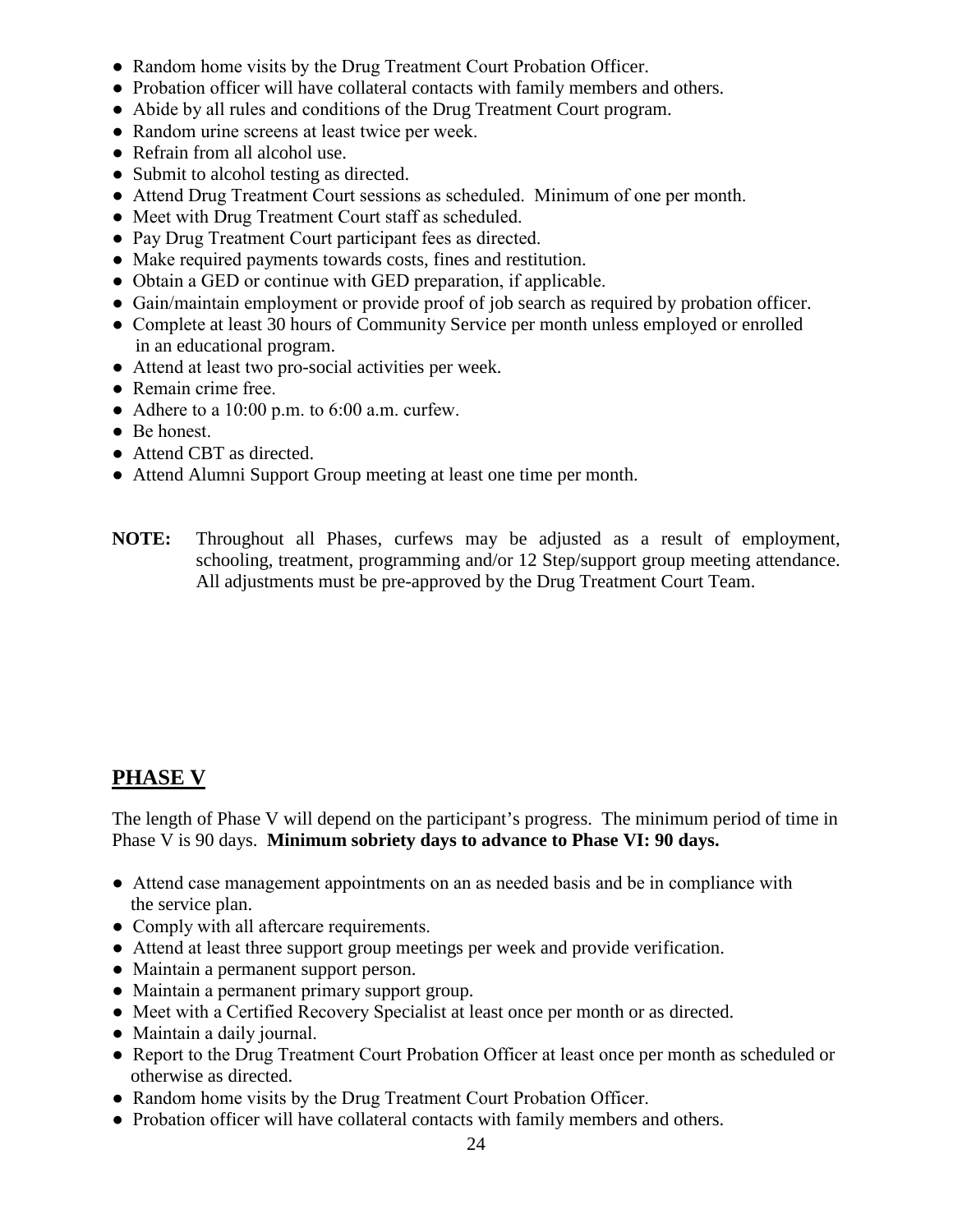- Random home visits by the Drug Treatment Court Probation Officer.
- Probation officer will have collateral contacts with family members and others.
- Abide by all rules and conditions of the Drug Treatment Court program.
- Random urine screens at least twice per week.
- Refrain from all alcohol use.
- Submit to alcohol testing as directed.
- Attend Drug Treatment Court sessions as scheduled. Minimum of one per month.
- Meet with Drug Treatment Court staff as scheduled.
- Pay Drug Treatment Court participant fees as directed.
- Make required payments towards costs, fines and restitution.
- Obtain a GED or continue with GED preparation, if applicable.
- Gain/maintain employment or provide proof of job search as required by probation officer.
- Complete at least 30 hours of Community Service per month unless employed or enrolled in an educational program.
- Attend at least two pro-social activities per week.
- Remain crime free.
- Adhere to a 10:00 p.m. to 6:00 a.m. curfew.
- Be honest.
- Attend CBT as directed.
- Attend Alumni Support Group meeting at least one time per month.

**NOTE:** Throughout all Phases, curfews may be adjusted as a result of employment, schooling, treatment, programming and/or 12 Step/support group meeting attendance. All adjustments must be pre-approved by the Drug Treatment Court Team.

## PHASE V

The length of Phase V will depend on the participant's progress. The minimum period of time in Phase V is 90 days. **Minimum sobriety days to advance to Phase VI: 90 days.**

- Attend case management appointments on an as needed basis and be in compliance with the service plan.
- Comply with all aftercare requirements.
- Attend at least three support group meetings per week and provide verification.
- Maintain a permanent support person.
- Maintain a permanent primary support group.
- Meet with a Certified Recovery Specialist at least once per month or as directed.
- Maintain a daily journal.
- Report to the Drug Treatment Court Probation Officer at least once per month as scheduled or otherwise as directed.
- Random home visits by the Drug Treatment Court Probation Officer.
- Probation officer will have collateral contacts with family members and others.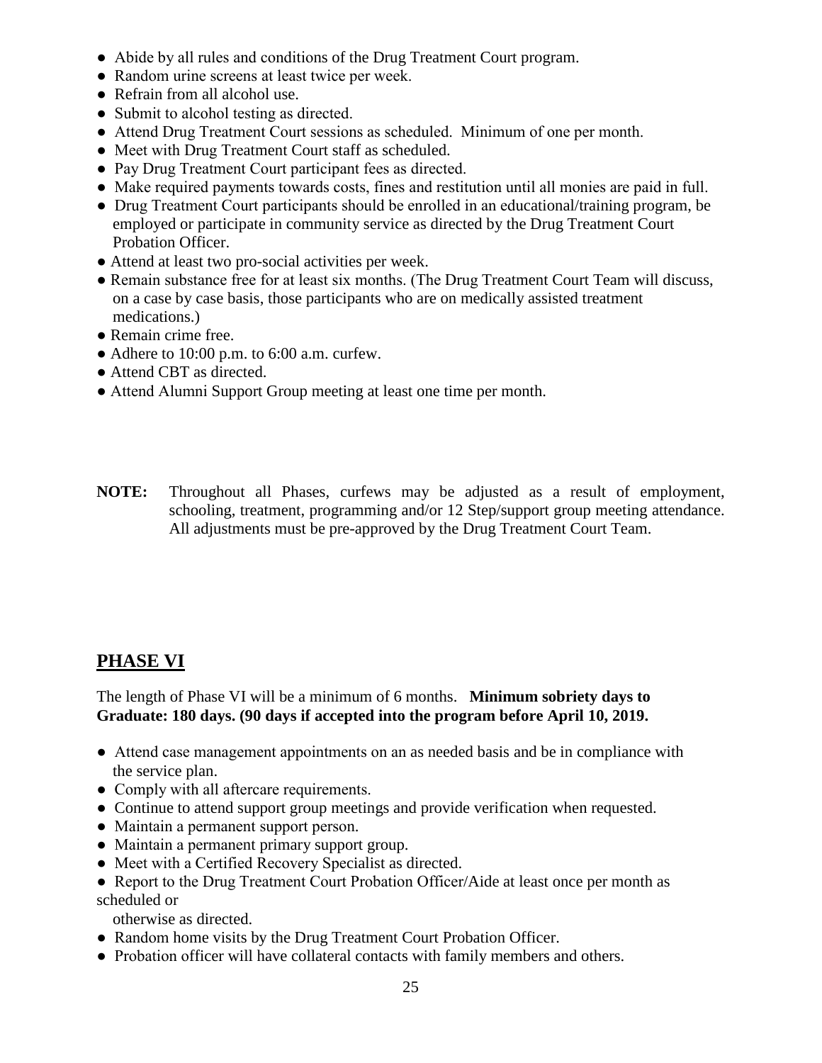- Abide by all rules and conditions of the Drug Treatment Court program.
- Random urine screens at least twice per week.
- Refrain from all alcohol use.
- Submit to alcohol testing as directed.
- Attend Drug Treatment Court sessions as scheduled. Minimum of one per month.
- Meet with Drug Treatment Court staff as scheduled.
- Pay Drug Treatment Court participant fees as directed.
- Make required payments towards costs, fines and restitution until all monies are paid in full.
- Drug Treatment Court participants should be enrolled in an educational/training program, be employed or participate in community service as directed by the Drug Treatment Court Probation Officer.
- Attend at least two pro-social activities per week.
- Remain substance free for at least six months. (The Drug Treatment Court Team will discuss, on a case by case basis, those participants who are on medically assisted treatment medications.)
- Remain crime free.
- Adhere to 10:00 p.m. to 6:00 a.m. curfew.
- Attend CBT as directed.
- Attend Alumni Support Group meeting at least one time per month.

**NOTE:** Throughout all Phases, curfews may be adjusted as a result of employment, schooling, treatment, programming and/or 12 Step/support group meeting attendance. All adjustments must be pre-approved by the Drug Treatment Court Team.

## PHASE VI

The length of Phase VI will be a minimum of 6 months. **Minimum sobriety days to Graduate: 180 days. (90 days if accepted into the program before April 10, 2019.**

- Attend case management appointments on an as needed basis and be in compliance with the service plan.
- Comply with all aftercare requirements.
- Continue to attend support group meetings and provide verification when requested.
- Maintain a permanent support person.
- Maintain a permanent primary support group.
- Meet with a Certified Recovery Specialist as directed.
- Report to the Drug Treatment Court Probation Officer/Aide at least once per month as scheduled or otherwise as directed.
- Random home visits by the Drug Treatment Court Probation Officer.
- Probation officer will have collateral contacts with family members and others.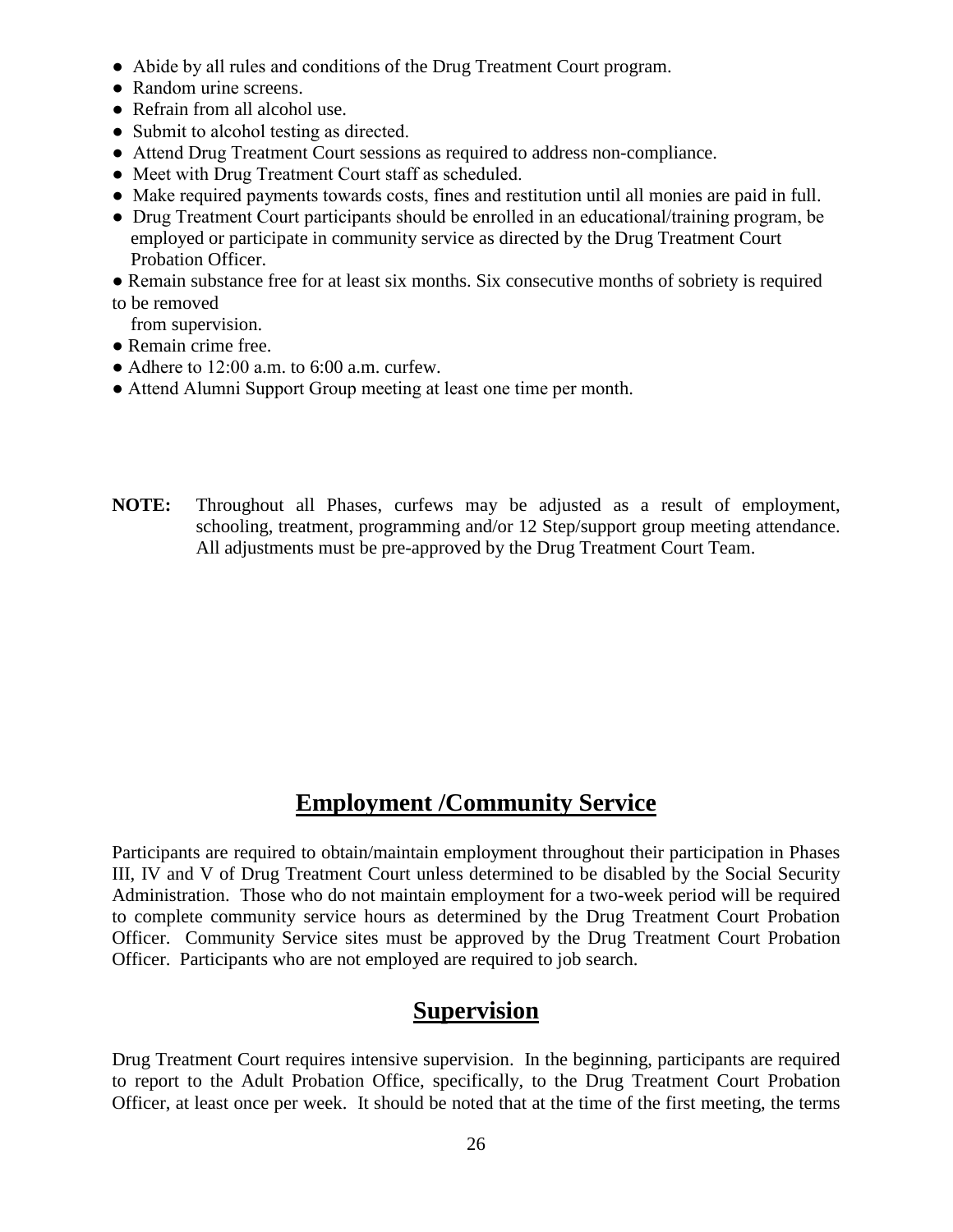- Abide by all rules and conditions of the Drug Treatment Court program.
- Random urine screens.
- Refrain from all alcohol use.
- Submit to alcohol testing as directed.
- Attend Drug Treatment Court sessions as required to address non-compliance.
- Meet with Drug Treatment Court staff as scheduled.
- Make required payments towards costs, fines and restitution until all monies are paid in full.
- Drug Treatment Court participants should be enrolled in an educational/training program, be employed or participate in community service as directed by the Drug Treatment Court Probation Officer.
- Remain substance free for at least six months. Six consecutive months of sobriety is required to be removed from supervision.
- Remain crime free.
- Adhere to 12:00 a.m. to 6:00 a.m. curfew.
- Attend Alumni Support Group meeting at least one time per month.

**NOTE:** Throughout all Phases, curfews may be adjusted as a result of employment, schooling, treatment, programming and/or 12 Step/support group meeting attendance. All adjustments must be pre-approved by the Drug Treatment Court Team.

## Employment /Community Service

Participants are required to obtain/maintain employment throughout their participation in Phases III, IV and V of Drug Treatment Court unless determined to be disabled by the Social Security Administration. Those who do not maintain employment for a two-week period will be required to complete community service hours as determined by the Drug Treatment Court Probation Officer. Community Service sites must be approved by the Drug Treatment Court Probation Officer. Participants who are not employed are required to job search.

## Supervision

Drug Treatment Court requires intensive supervision. In the beginning, participants are required to report to the Adult Probation Office, specifically, to the Drug Treatment Court Probation Officer, at least once per week. It should be noted that at the time of the first meeting, the terms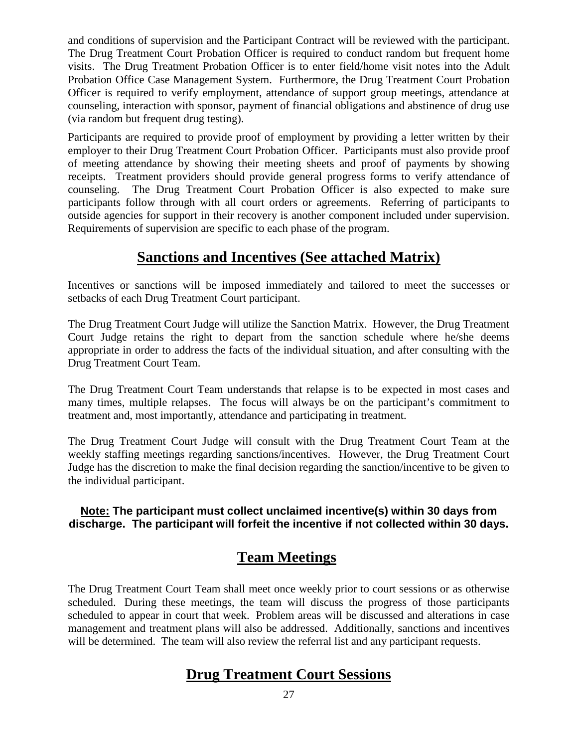and conditions of supervision and the Participant Contract will be reviewed with the participant. The Drug Treatment Court Probation Officer is required to conduct random but frequent home visits. The Drug Treatment Probation Officer is to enter field/home visit notes into the Adult Probation Office Case Management System. Furthermore, the Drug Treatment Court Probation Officer is required to verify employment, attendance of support group meetings, attendance at counseling, interaction with sponsor, payment of financial obligations and abstinence of drug use (via random but frequent drug testing).

Participants are required to provide proof of employment by providing a letter written by their employer to their Drug Treatment Court Probation Officer. Participants must also provide proof of meeting attendance by showing their meeting sheets and proof of payments by showing receipts. Treatment providers should provide general progress forms to verify attendance of counseling. The Drug Treatment Court Probation Officer is also expected to make sure participants follow through with all court orders or agreements. Referring of participants to outside agencies for support in their recovery is another component included under supervision. Requirements of supervision are specific to each phase of the program.

## Sanctions and Incentives (See attached Matrix)

Incentives or sanctions will be imposed immediately and tailored to meet the successes or setbacks of each Drug Treatment Court participant.

The Drug Treatment Court Judge will utilize the Sanction Matrix. However, the Drug Treatment Court Judge retains the right to depart from the sanction schedule where he/she deems appropriate in order to address the facts of the individual situation, and after consulting with the Drug Treatment Court Team.

The Drug Treatment Court Team understands that relapse is to be expected in most cases and many times, multiple relapses. The focus will always be on the participant's commitment to treatment and, most importantly, attendance and participating in treatment.

The Drug Treatment Court Judge will consult with the Drug Treatment Court Team at the weekly staffing meetings regarding sanctions/incentives. However, the Drug Treatment Court Judge has the discretion to make the final decision regarding the sanction/incentive to be given to the individual participant.

**Note: The participant must collect unclaimed incentive(s) within 30 days from discharge. The participant will forfeit the incentive if not collected within 30 days.**

## Team Meetings

The Drug Treatment Court Team shall meet once weekly prior to court sessions or as otherwise scheduled. During these meetings, the team will discuss the progress of those participants scheduled to appear in court that week. Problem areas will be discussed and alterations in case management and treatment plans will also be addressed. Additionally, sanctions and incentives will be determined. The team will also review the referral list and any participant requests.

## Drug Treatment Court Sessions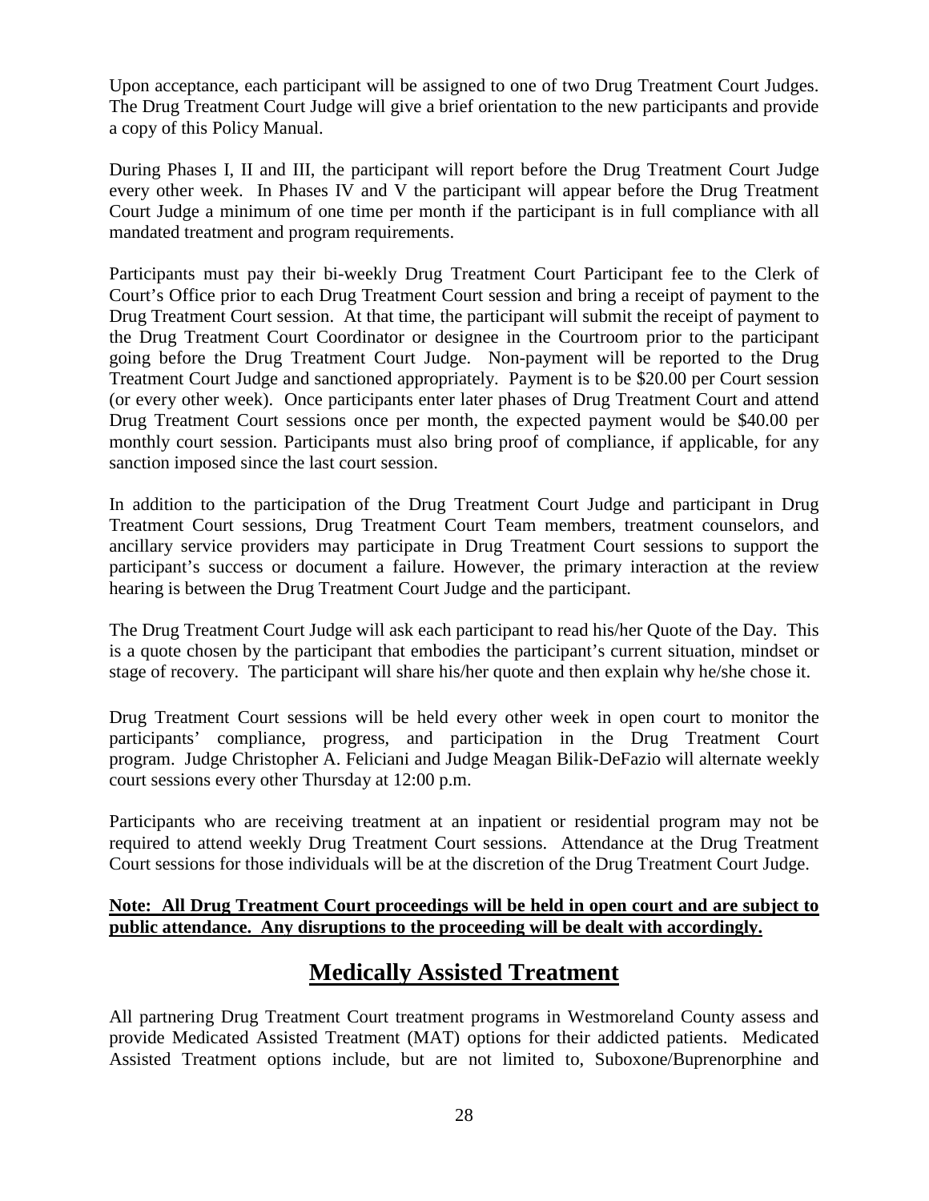Upon acceptance, each participant will be assigned to one of two Drug Treatment Court Judges. The Drug Treatment Court Judge will give a brief orientation to the new participants and provide a copy of this Policy Manual.

During Phases I, II and III, the participant will report before the Drug Treatment Court Judge every other week. In Phases IV and V the participant will appear before the Drug Treatment Court Judge a minimum of one time per month if the participant is in full compliance with all mandated treatment and program requirements.

Participants must pay their bi-weekly Drug Treatment Court Participant fee to the Clerk of Court's Office prior to each Drug Treatment Court session and bring a receipt of payment to the Drug Treatment Court session. At that time, the participant will submit the receipt of payment to the Drug Treatment Court Coordinator or designee in the Courtroom prior to the participant going before the Drug Treatment Court Judge. Non-payment will be reported to the Drug Treatment Court Judge and sanctioned appropriately. Payment is to be $20.00 per Court session (or every other week). Once participants enter later phases of Drug Treatment Court and attend Drug Treatment Court sessions once per month, the expected payment would be $40.00 per monthly court session. Participants must also bring proof of compliance, if applicable, for any sanction imposed since the last court session.

In addition to the participation of the Drug Treatment Court Judge and participant in Drug Treatment Court sessions, Drug Treatment Court Team members, treatment counselors, and ancillary service providers may participate in Drug Treatment Court sessions to support the participant's success or document a failure. However, the primary interaction at the review hearing is between the Drug Treatment Court Judge and the participant.

The Drug Treatment Court Judge will ask each participant to read his/her Quote of the Day. This is a quote chosen by the participant that embodies the participant's current situation, mindset or stage of recovery. The participant will share his/her quote and then explain why he/she chose it.

Drug Treatment Court sessions will be held every other week in open court to monitor the participants' compliance, progress, and participation in the Drug Treatment Court program. Judge Christopher A. Feliciani and Judge Meagan Bilik-DeFazio will alternate weekly court sessions every other Thursday at 12:00 p.m.

Participants who are receiving treatment at an inpatient or residential program may not be required to attend weekly Drug Treatment Court sessions. Attendance at the Drug Treatment Court sessions for those individuals will be at the discretion of the Drug Treatment Court Judge.

**Note: All Drug Treatment Court proceedings will be held in open court and are subject to public attendance. Any disruptions to the proceeding will be dealt with accordingly.**

## Medically Assisted Treatment

All partnering Drug Treatment Court treatment programs in Westmoreland County assess and provide Medicated Assisted Treatment (MAT) options for their addicted patients. Medicated Assisted Treatment options include, but are not limited to, Suboxone/Buprenorphine and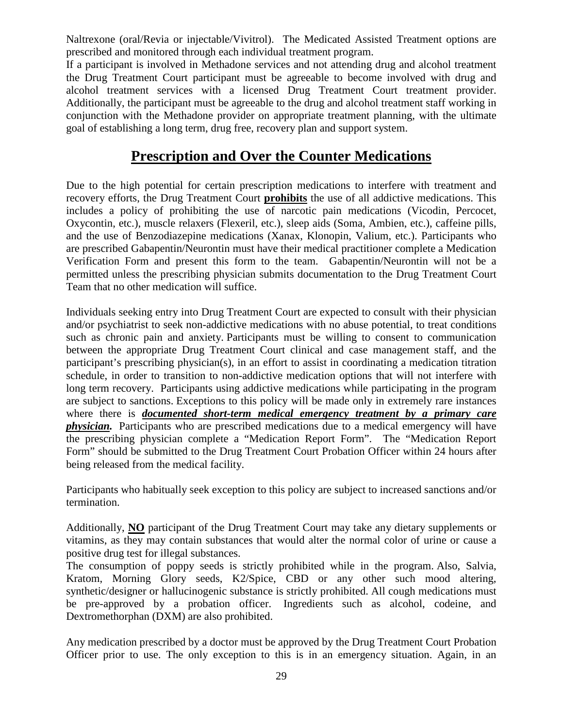Naltrexone (oral/Revia or injectable/Vivitrol). The Medicated Assisted Treatment options are prescribed and monitored through each individual treatment program.

If a participant is involved in Methadone services and not attending drug and alcohol treatment the Drug Treatment Court participant must be agreeable to become involved with drug and alcohol treatment services with a licensed Drug Treatment Court treatment provider. Additionally, the participant must be agreeable to the drug and alcohol treatment staff working in conjunction with the Methadone provider on appropriate treatment planning, with the ultimate goal of establishing a long term, drug free, recovery plan and support system.

## Prescription and Over the Counter Medications

Due to the high potential for certain prescription medications to interfere with treatment and recovery efforts, the Drug Treatment Court **prohibits** the use of all addictive medications. This includes a policy of prohibiting the use of narcotic pain medications (Vicodin, Percocet, Oxycontin, etc.), muscle relaxers (Flexeril, etc.), sleep aids (Soma, Ambien, etc.), caffeine pills, and the use of Benzodiazepine medications (Xanax, Klonopin, Valium, etc.). Participants who are prescribed Gabapentin/Neurontin must have their medical practitioner complete a Medication Verification Form and present this form to the team. Gabapentin/Neurontin will not be a permitted unless the prescribing physician submits documentation to the Drug Treatment Court Team that no other medication will suffice.

Individuals seeking entry into Drug Treatment Court are expected to consult with their physician and/or psychiatrist to seek non-addictive medications with no abuse potential, to treat conditions such as chronic pain and anxiety. Participants must be willing to consent to communication between the appropriate Drug Treatment Court clinical and case management staff, and the participant's prescribing physician(s), in an effort to assist in coordinating a medication titration schedule, in order to transition to non-addictive medication options that will not interfere with long term recovery. Participants using addictive medications while participating in the program are subject to sanctions. Exceptions to this policy will be made only in extremely rare instances where there is ***documented short-term medical emergency treatment by a primary care physician.*** Participants who are prescribed medications due to a medical emergency will have the prescribing physician complete a "Medication Report Form". The "Medication Report Form" should be submitted to the Drug Treatment Court Probation Officer within 24 hours after being released from the medical facility.

Participants who habitually seek exception to this policy are subject to increased sanctions and/or termination.

Additionally, **NO** participant of the Drug Treatment Court may take any dietary supplements or vitamins, as they may contain substances that would alter the normal color of urine or cause a positive drug test for illegal substances.

The consumption of poppy seeds is strictly prohibited while in the program. Also, Salvia, Kratom, Morning Glory seeds, K2/Spice, CBD or any other such mood altering, synthetic/designer or hallucinogenic substance is strictly prohibited. All cough medications must be pre-approved by a probation officer. Ingredients such as alcohol, codeine, and Dextromethorphan (DXM) are also prohibited.

Any medication prescribed by a doctor must be approved by the Drug Treatment Court Probation Officer prior to use. The only exception to this is in an emergency situation. Again, in an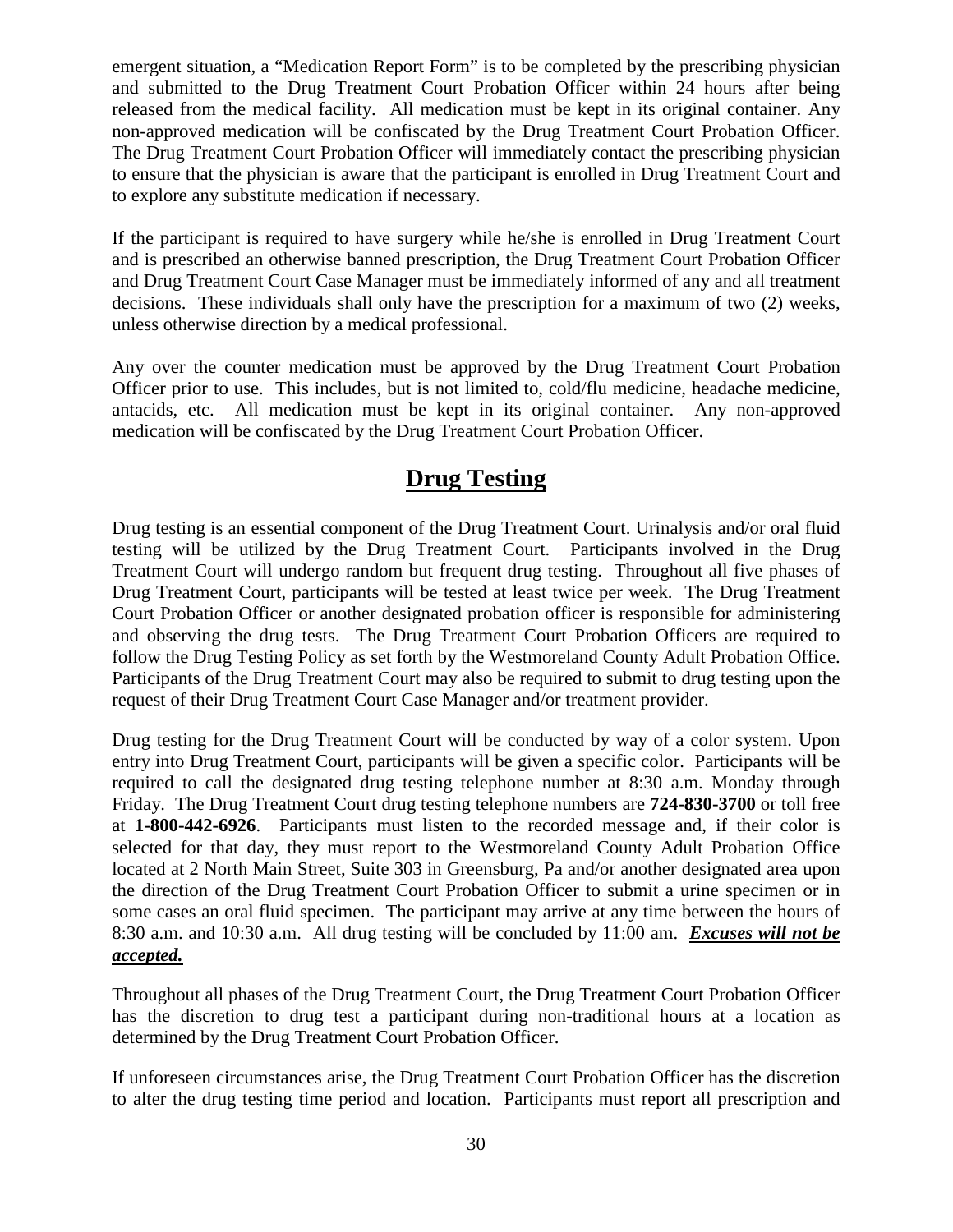emergent situation, a "Medication Report Form" is to be completed by the prescribing physician and submitted to the Drug Treatment Court Probation Officer within 24 hours after being released from the medical facility. All medication must be kept in its original container. Any non-approved medication will be confiscated by the Drug Treatment Court Probation Officer. The Drug Treatment Court Probation Officer will immediately contact the prescribing physician to ensure that the physician is aware that the participant is enrolled in Drug Treatment Court and to explore any substitute medication if necessary.

If the participant is required to have surgery while he/she is enrolled in Drug Treatment Court and is prescribed an otherwise banned prescription, the Drug Treatment Court Probation Officer and Drug Treatment Court Case Manager must be immediately informed of any and all treatment decisions. These individuals shall only have the prescription for a maximum of two (2) weeks, unless otherwise direction by a medical professional.

Any over the counter medication must be approved by the Drug Treatment Court Probation Officer prior to use. This includes, but is not limited to, cold/flu medicine, headache medicine, antacids, etc. All medication must be kept in its original container. Any non-approved medication will be confiscated by the Drug Treatment Court Probation Officer.

## Drug Testing

Drug testing is an essential component of the Drug Treatment Court. Urinalysis and/or oral fluid testing will be utilized by the Drug Treatment Court. Participants involved in the Drug Treatment Court will undergo random but frequent drug testing. Throughout all five phases of Drug Treatment Court, participants will be tested at least twice per week. The Drug Treatment Court Probation Officer or another designated probation officer is responsible for administering and observing the drug tests. The Drug Treatment Court Probation Officers are required to follow the Drug Testing Policy as set forth by the Westmoreland County Adult Probation Office. Participants of the Drug Treatment Court may also be required to submit to drug testing upon the request of their Drug Treatment Court Case Manager and/or treatment provider.

Drug testing for the Drug Treatment Court will be conducted by way of a color system. Upon entry into Drug Treatment Court, participants will be given a specific color. Participants will be required to call the designated drug testing telephone number at 8:30 a.m. Monday through Friday. The Drug Treatment Court drug testing telephone numbers are **724-830-3700** or toll free at **1-800-442-6926**. Participants must listen to the recorded message and, if their color is selected for that day, they must report to the Westmoreland County Adult Probation Office located at 2 North Main Street, Suite 303 in Greensburg, Pa and/or another designated area upon the direction of the Drug Treatment Court Probation Officer to submit a urine specimen or in some cases an oral fluid specimen. The participant may arrive at any time between the hours of 8:30 a.m. and 10:30 a.m. All drug testing will be concluded by 11:00 am. ***Excuses will not be accepted.***

Throughout all phases of the Drug Treatment Court, the Drug Treatment Court Probation Officer has the discretion to drug test a participant during non-traditional hours at a location as determined by the Drug Treatment Court Probation Officer.

If unforeseen circumstances arise, the Drug Treatment Court Probation Officer has the discretion to alter the drug testing time period and location. Participants must report all prescription and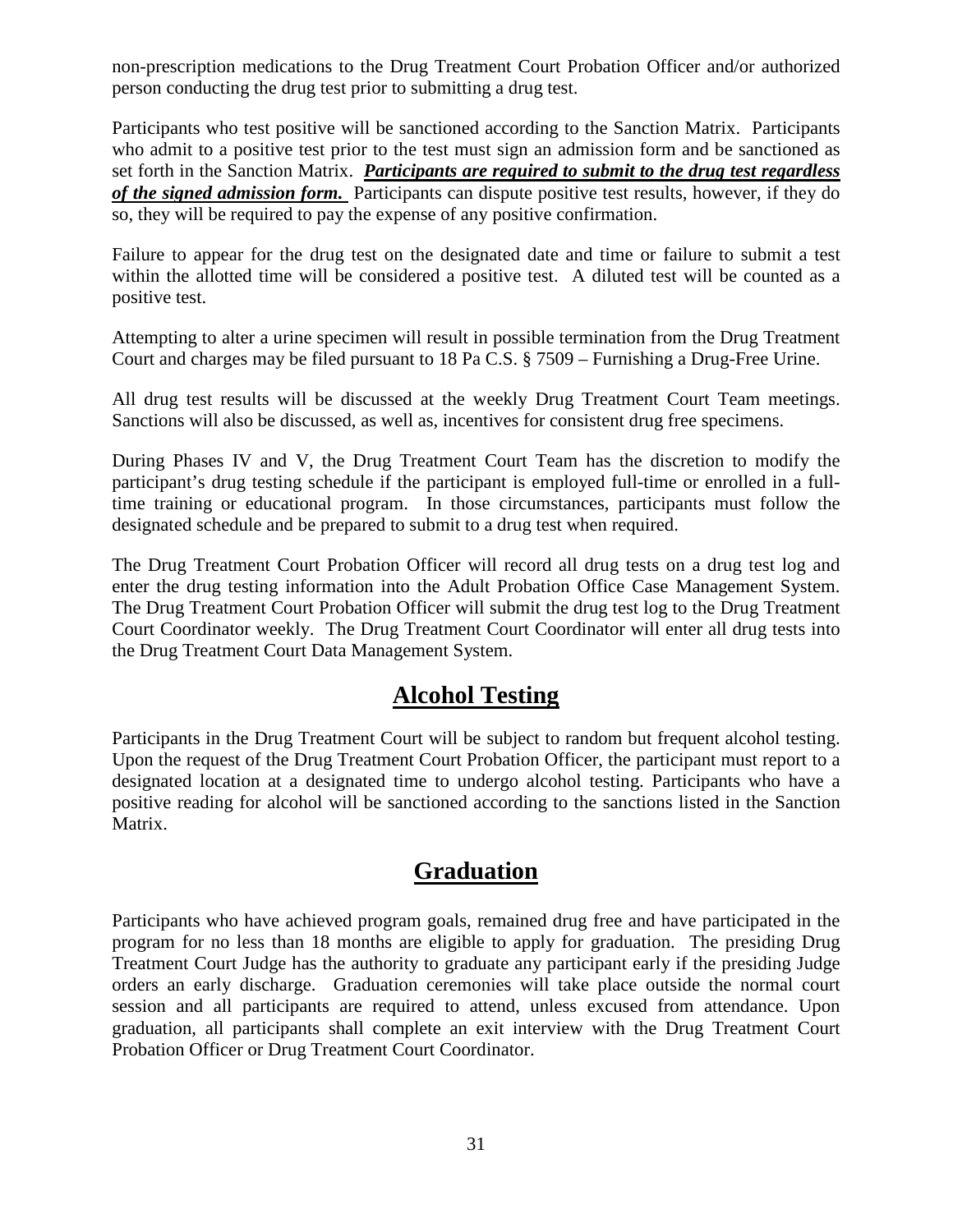non-prescription medications to the Drug Treatment Court Probation Officer and/or authorized person conducting the drug test prior to submitting a drug test.

Participants who test positive will be sanctioned according to the Sanction Matrix. Participants who admit to a positive test prior to the test must sign an admission form and be sanctioned as set forth in the Sanction Matrix. ***Participants are required to submit to the drug test regardless of the signed admission form.*** Participants can dispute positive test results, however, if they do so, they will be required to pay the expense of any positive confirmation.

Failure to appear for the drug test on the designated date and time or failure to submit a test within the allotted time will be considered a positive test. A diluted test will be counted as a positive test.

Attempting to alter a urine specimen will result in possible termination from the Drug Treatment Court and charges may be filed pursuant to 18 Pa C.S. § 7509 – Furnishing a Drug-Free Urine.

All drug test results will be discussed at the weekly Drug Treatment Court Team meetings. Sanctions will also be discussed, as well as, incentives for consistent drug free specimens.

During Phases IV and V, the Drug Treatment Court Team has the discretion to modify the participant's drug testing schedule if the participant is employed full-time or enrolled in a full-time training or educational program. In those circumstances, participants must follow the designated schedule and be prepared to submit to a drug test when required.

The Drug Treatment Court Probation Officer will record all drug tests on a drug test log and enter the drug testing information into the Adult Probation Office Case Management System. The Drug Treatment Court Probation Officer will submit the drug test log to the Drug Treatment Court Coordinator weekly. The Drug Treatment Court Coordinator will enter all drug tests into the Drug Treatment Court Data Management System.

## Alcohol Testing

Participants in the Drug Treatment Court will be subject to random but frequent alcohol testing. Upon the request of the Drug Treatment Court Probation Officer, the participant must report to a designated location at a designated time to undergo alcohol testing. Participants who have a positive reading for alcohol will be sanctioned according to the sanctions listed in the Sanction Matrix.

## Graduation

Participants who have achieved program goals, remained drug free and have participated in the program for no less than 18 months are eligible to apply for graduation. The presiding Drug Treatment Court Judge has the authority to graduate any participant early if the presiding Judge orders an early discharge. Graduation ceremonies will take place outside the normal court session and all participants are required to attend, unless excused from attendance. Upon graduation, all participants shall complete an exit interview with the Drug Treatment Court Probation Officer or Drug Treatment Court Coordinator.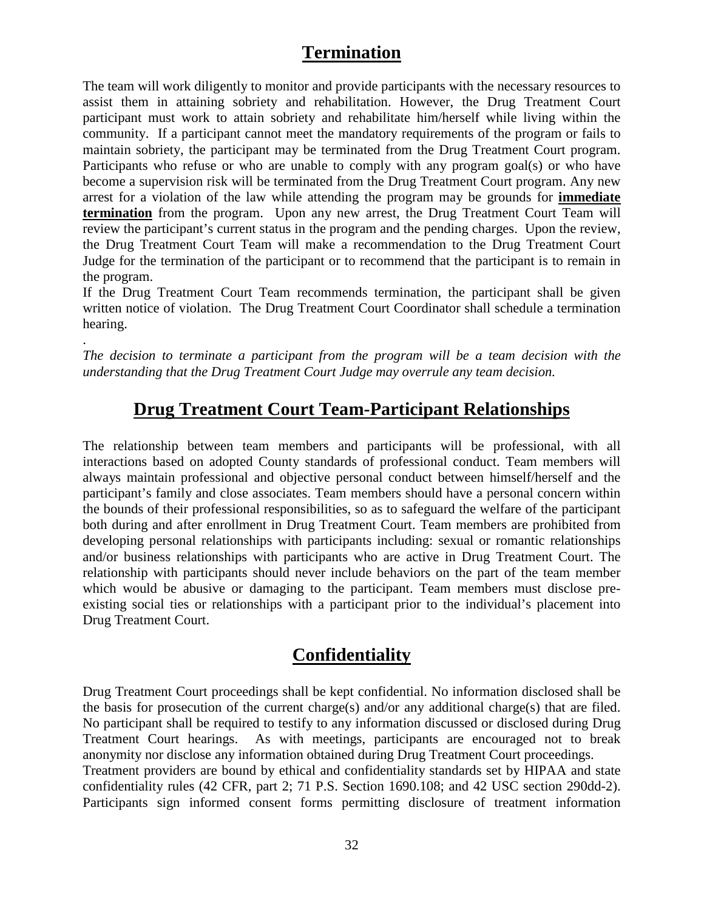## Termination

The team will work diligently to monitor and provide participants with the necessary resources to assist them in attaining sobriety and rehabilitation. However, the Drug Treatment Court participant must work to attain sobriety and rehabilitate him/herself while living within the community. If a participant cannot meet the mandatory requirements of the program or fails to maintain sobriety, the participant may be terminated from the Drug Treatment Court program. Participants who refuse or who are unable to comply with any program goal(s) or who have become a supervision risk will be terminated from the Drug Treatment Court program. Any new arrest for a violation of the law while attending the program may be grounds for **immediate termination** from the program. Upon any new arrest, the Drug Treatment Court Team will review the participant's current status in the program and the pending charges. Upon the review, the Drug Treatment Court Team will make a recommendation to the Drug Treatment Court Judge for the termination of the participant or to recommend that the participant is to remain in the program.

If the Drug Treatment Court Team recommends termination, the participant shall be given written notice of violation. The Drug Treatment Court Coordinator shall schedule a termination hearing.

.

*The decision to terminate a participant from the program will be a team decision with the understanding that the Drug Treatment Court Judge may overrule any team decision.*

## Drug Treatment Court Team-Participant Relationships

The relationship between team members and participants will be professional, with all interactions based on adopted County standards of professional conduct. Team members will always maintain professional and objective personal conduct between himself/herself and the participant's family and close associates. Team members should have a personal concern within the bounds of their professional responsibilities, so as to safeguard the welfare of the participant both during and after enrollment in Drug Treatment Court. Team members are prohibited from developing personal relationships with participants including: sexual or romantic relationships and/or business relationships with participants who are active in Drug Treatment Court. The relationship with participants should never include behaviors on the part of the team member which would be abusive or damaging to the participant. Team members must disclose pre-existing social ties or relationships with a participant prior to the individual's placement into Drug Treatment Court.

## Confidentiality

Drug Treatment Court proceedings shall be kept confidential. No information disclosed shall be the basis for prosecution of the current charge(s) and/or any additional charge(s) that are filed. No participant shall be required to testify to any information discussed or disclosed during Drug Treatment Court hearings. As with meetings, participants are encouraged not to break anonymity nor disclose any information obtained during Drug Treatment Court proceedings.

Treatment providers are bound by ethical and confidentiality standards set by HIPAA and state confidentiality rules (42 CFR, part 2; 71 P.S. Section 1690.108; and 42 USC section 290dd-2). Participants sign informed consent forms permitting disclosure of treatment information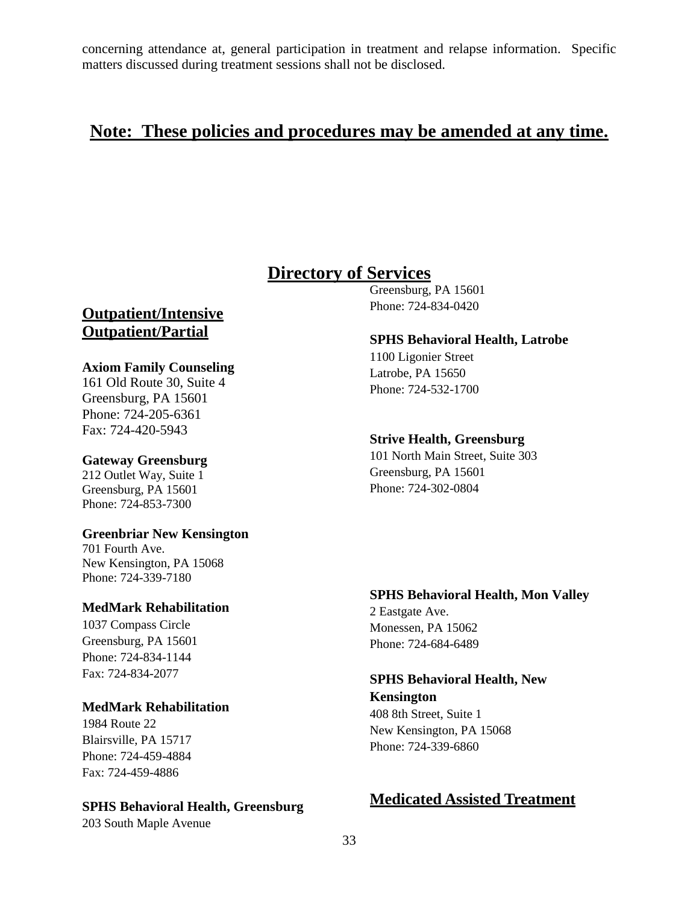concerning attendance at, general participation in treatment and relapse information. Specific matters discussed during treatment sessions shall not be disclosed.

## **Note: These policies and procedures may be amended at any time.**

# Directory of Services

## Outpatient/Intensive Outpatient/Partial

**Axiom Family Counseling**
161 Old Route 30, Suite 4
Greensburg, PA 15601
Phone: 724-205-6361
Fax: 724-420-5943

**Gateway Greensburg**
212 Outlet Way, Suite 1
Greensburg, PA 15601
Phone: 724-853-7300

**Greenbriar New Kensington**
701 Fourth Ave.
New Kensington, PA 15068
Phone: 724-339-7180

**MedMark Rehabilitation**
1037 Compass Circle
Greensburg, PA 15601
Phone: 724-834-1144
Fax: 724-834-2077

**MedMark Rehabilitation**
1984 Route 22
Blairsville, PA 15717
Phone: 724-459-4884
Fax: 724-459-4886

**SPHS Behavioral Health, Greensburg**
203 South Maple Avenue
Greensburg, PA 15601
Phone: 724-834-0420

**SPHS Behavioral Health, Latrobe**
1100 Ligonier Street
Latrobe, PA 15650
Phone: 724-532-1700

**Strive Health, Greensburg**
101 North Main Street, Suite 303
Greensburg, PA 15601
Phone: 724-302-0804

**SPHS Behavioral Health, Mon Valley**
2 Eastgate Ave.
Monessen, PA 15062
Phone: 724-684-6489

**SPHS Behavioral Health, New Kensington**
408 8th Street, Suite 1
New Kensington, PA 15068
Phone: 724-339-6860

## Medicated Assisted Treatment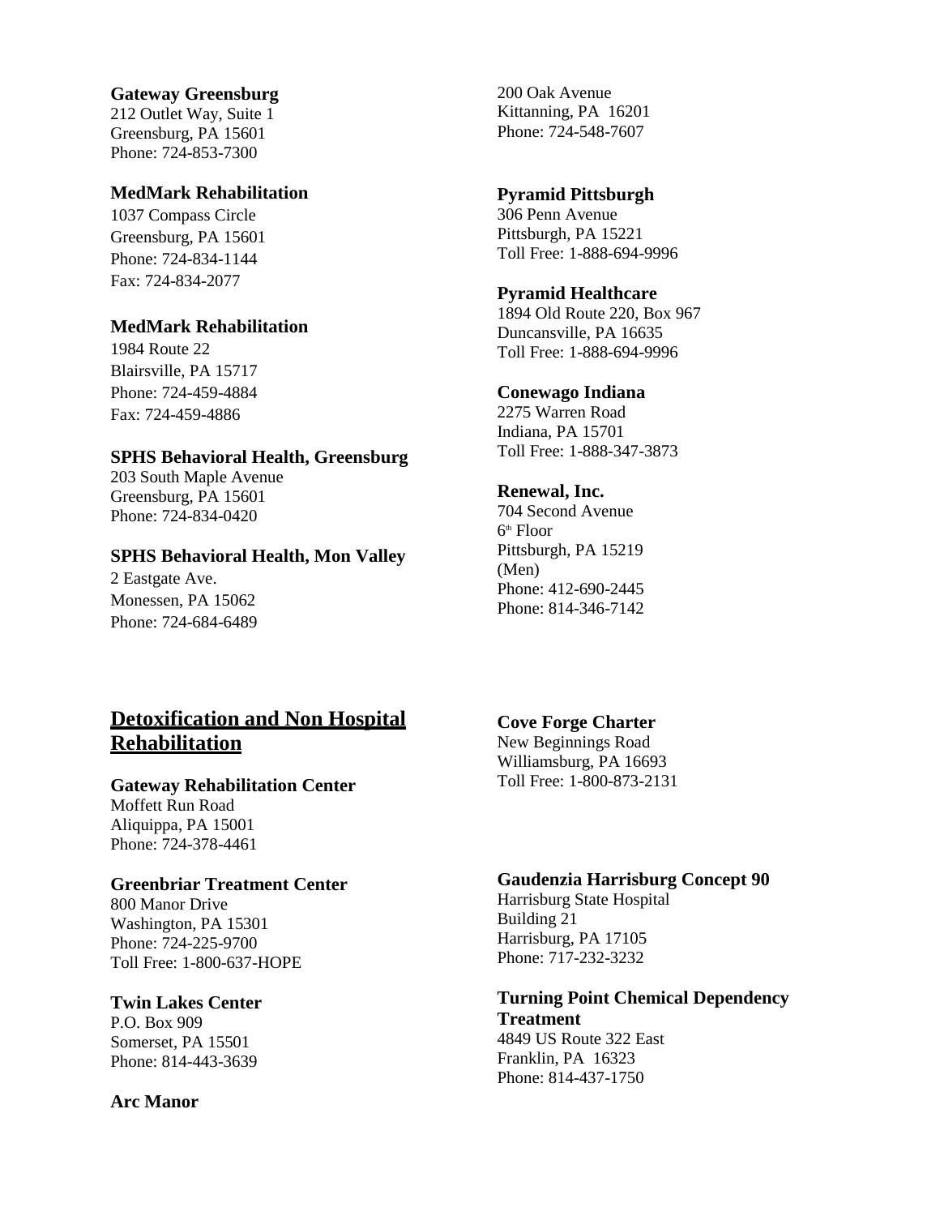**Gateway Greensburg**
212 Outlet Way, Suite 1
Greensburg, PA 15601
Phone: 724-853-7300

**MedMark Rehabilitation**
1037 Compass Circle
Greensburg, PA 15601
Phone: 724-834-1144
Fax: 724-834-2077

**MedMark Rehabilitation**
1984 Route 22
Blairsville, PA 15717
Phone: 724-459-4884
Fax: 724-459-4886

**SPHS Behavioral Health, Greensburg**
203 South Maple Avenue
Greensburg, PA 15601
Phone: 724-834-0420

**SPHS Behavioral Health, Mon Valley**
2 Eastgate Ave.
Monessen, PA 15062
Phone: 724-684-6489

## Detoxification and Non Hospital Rehabilitation

**Gateway Rehabilitation Center**
Moffett Run Road
Aliquippa, PA 15001
Phone: 724-378-4461

**Greenbriar Treatment Center**
800 Manor Drive
Washington, PA 15301
Phone: 724-225-9700
Toll Free: 1-800-637-HOPE

**Twin Lakes Center**
P.O. Box 909
Somerset, PA 15501
Phone: 814-443-3639

**Arc Manor**
200 Oak Avenue
Kittanning, PA 16201
Phone: 724-548-7607

**Pyramid Pittsburgh**
306 Penn Avenue
Pittsburgh, PA 15221
Toll Free: 1-888-694-9996

**Pyramid Healthcare**
1894 Old Route 220, Box 967
Duncansville, PA 16635
Toll Free: 1-888-694-9996

**Conewago Indiana**
2275 Warren Road
Indiana, PA 15701
Toll Free: 1-888-347-3873

**Renewal, Inc.**
704 Second Avenue
6th Floor
Pittsburgh, PA 15219
(Men)
Phone: 412-690-2445
Phone: 814-346-7142

**Cove Forge Charter**
New Beginnings Road
Williamsburg, PA 16693
Toll Free: 1-800-873-2131

**Gaudenzia Harrisburg Concept 90**
Harrisburg State Hospital
Building 21
Harrisburg, PA 17105
Phone: 717-232-3232

**Turning Point Chemical Dependency Treatment**
4849 US Route 322 East
Franklin, PA 16323
Phone: 814-437-1750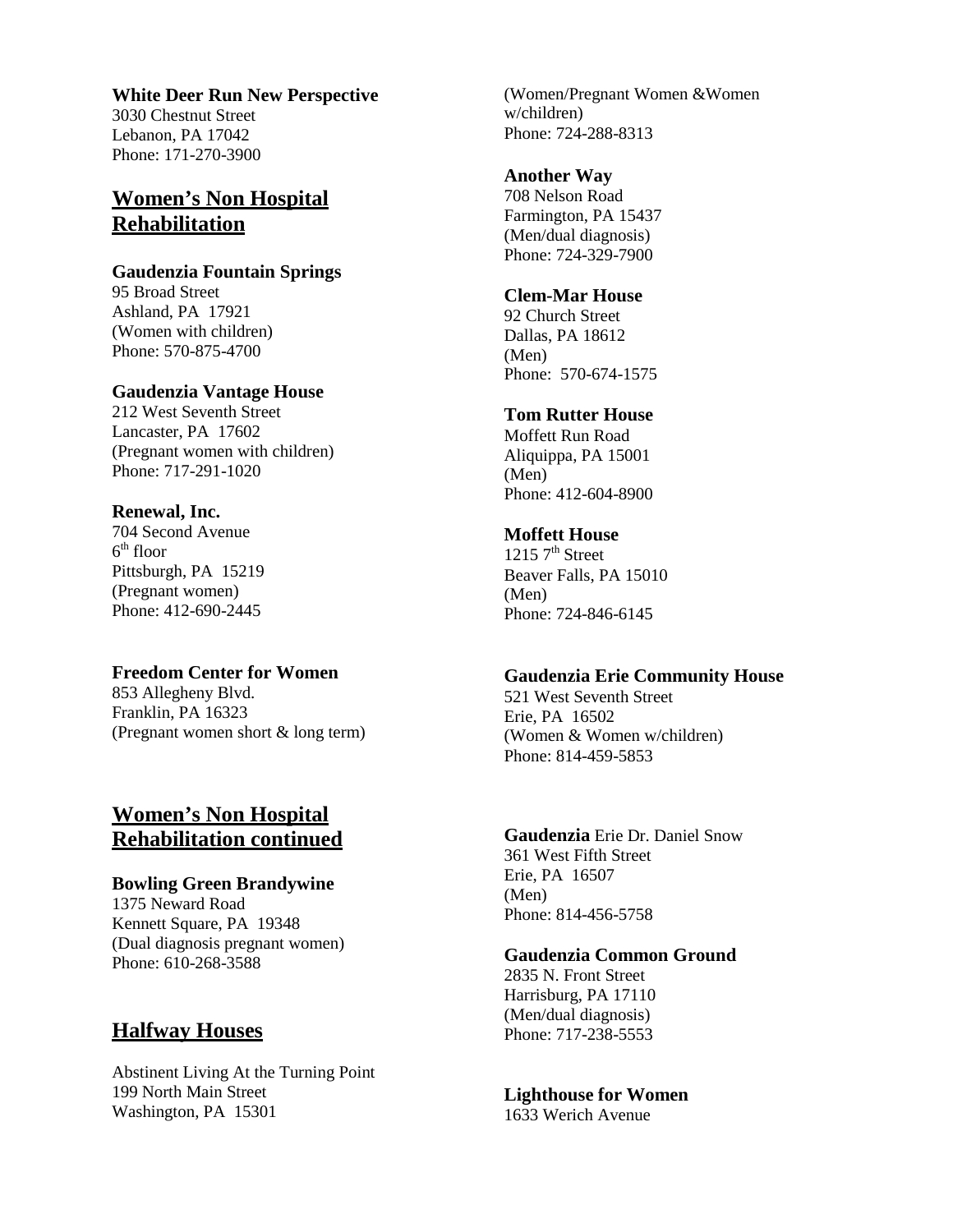**White Deer Run New Perspective**
3030 Chestnut Street
Lebanon, PA 17042
Phone: 171-270-3900

## Women's Non Hospital Rehabilitation

**Gaudenzia Fountain Springs**
95 Broad Street
Ashland, PA 17921
(Women with children)
Phone: 570-875-4700

**Gaudenzia Vantage House**
212 West Seventh Street
Lancaster, PA 17602
(Pregnant women with children)
Phone: 717-291-1020

**Renewal, Inc.**
704 Second Avenue
6th floor
Pittsburgh, PA 15219
(Pregnant women)
Phone: 412-690-2445

**Freedom Center for Women**
853 Allegheny Blvd.
Franklin, PA 16323
(Pregnant women short & long term)

## Women's Non Hospital Rehabilitation continued

**Bowling Green Brandywine**
1375 Neward Road
Kennett Square, PA 19348
(Dual diagnosis pregnant women)
Phone: 610-268-3588

## Halfway Houses

Abstinent Living At the Turning Point
199 North Main Street
Washington, PA 15301
(Women/Pregnant Women &Women w/children)
Phone: 724-288-8313

**Another Way**
708 Nelson Road
Farmington, PA 15437
(Men/dual diagnosis)
Phone: 724-329-7900

**Clem-Mar House**
92 Church Street
Dallas, PA 18612
(Men)
Phone: 570-674-1575

**Tom Rutter House**
Moffett Run Road
Aliquippa, PA 15001
(Men)
Phone: 412-604-8900

**Moffett House**
1215 7th Street
Beaver Falls, PA 15010
(Men)
Phone: 724-846-6145

**Gaudenzia Erie Community House**
521 West Seventh Street
Erie, PA 16502
(Women & Women w/children)
Phone: 814-459-5853

**Gaudenzia** Erie Dr. Daniel Snow
361 West Fifth Street
Erie, PA 16507
(Men)
Phone: 814-456-5758

**Gaudenzia Common Ground**
2835 N. Front Street
Harrisburg, PA 17110
(Men/dual diagnosis)
Phone: 717-238-5553

**Lighthouse for Women**
1633 Werich Avenue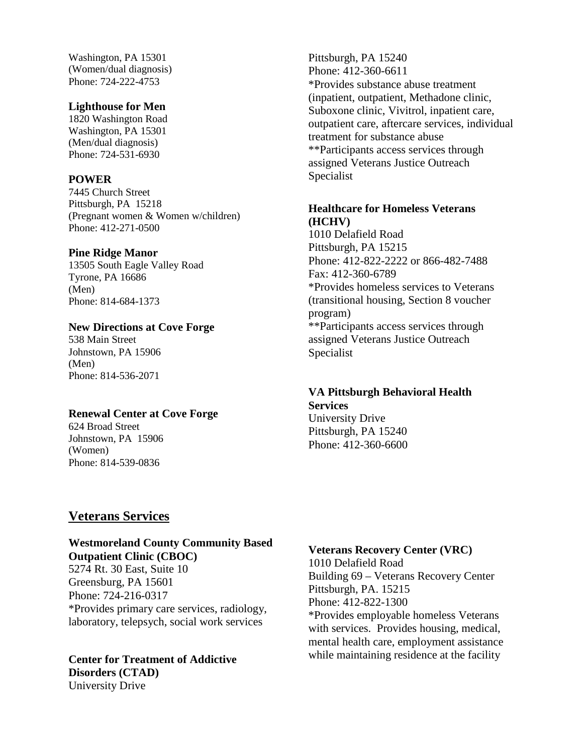Washington, PA 15301
(Women/dual diagnosis)
Phone: 724-222-4753

**Lighthouse for Men**
1820 Washington Road
Washington, PA 15301
(Men/dual diagnosis)
Phone: 724-531-6930

**POWER**
7445 Church Street
Pittsburgh, PA 15218
(Pregnant women & Women w/children)
Phone: 412-271-0500

**Pine Ridge Manor**
13505 South Eagle Valley Road
Tyrone, PA 16686
(Men)
Phone: 814-684-1373

**New Directions at Cove Forge**
538 Main Street
Johnstown, PA 15906
(Men)
Phone: 814-536-2071

**Renewal Center at Cove Forge**
624 Broad Street
Johnstown, PA 15906
(Women)
Phone: 814-539-0836

Pittsburgh, PA 15240
Phone: 412-360-6611
*Provides substance abuse treatment (inpatient, outpatient, Methadone clinic, Suboxone clinic, Vivitrol, inpatient care, outpatient care, aftercare services, individual treatment for substance abuse
**Participants access services through assigned Veterans Justice Outreach Specialist

**Healthcare for Homeless Veterans (HCHV)**
1010 Delafield Road
Pittsburgh, PA 15215
Phone: 412-822-2222 or 866-482-7488
Fax: 412-360-6789
*Provides homeless services to Veterans (transitional housing, Section 8 voucher program)
**Participants access services through assigned Veterans Justice Outreach Specialist

**VA Pittsburgh Behavioral Health Services**
University Drive
Pittsburgh, PA 15240
Phone: 412-360-6600

## Veterans Services

**Westmoreland County Community Based Outpatient Clinic (CBOC)**
5274 Rt. 30 East, Suite 10
Greensburg, PA 15601
Phone: 724-216-0317
*Provides primary care services, radiology, laboratory, telepsych, social work services

**Center for Treatment of Addictive Disorders (CTAD)**
University Drive

**Veterans Recovery Center (VRC)**
1010 Delafield Road
Building 69 – Veterans Recovery Center
Pittsburgh, PA. 15215
Phone: 412-822-1300
*Provides employable homeless Veterans with services. Provides housing, medical, mental health care, employment assistance while maintaining residence at the facility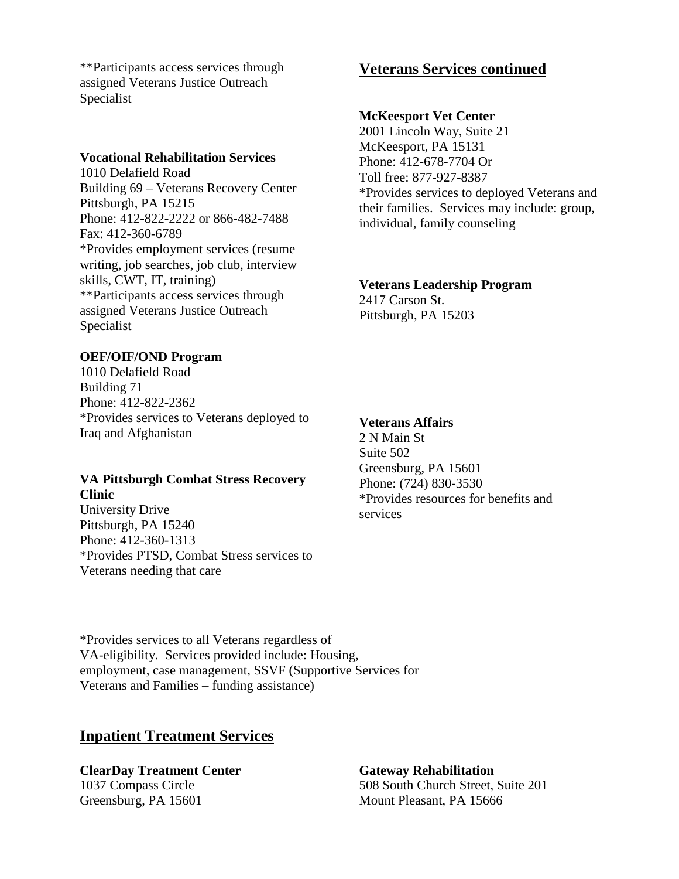**Participants access services through assigned Veterans Justice Outreach Specialist

**Vocational Rehabilitation Services**
1010 Delafield Road
Building 69 – Veterans Recovery Center
Pittsburgh, PA 15215
Phone: 412-822-2222 or 866-482-7488
Fax: 412-360-6789
*Provides employment services (resume writing, job searches, job club, interview skills, CWT, IT, training)
**Participants access services through assigned Veterans Justice Outreach Specialist

**OEF/OIF/OND Program**
1010 Delafield Road
Building 71
Phone: 412-822-2362
*Provides services to Veterans deployed to Iraq and Afghanistan

**VA Pittsburgh Combat Stress Recovery Clinic**
University Drive
Pittsburgh, PA 15240
Phone: 412-360-1313
*Provides PTSD, Combat Stress services to Veterans needing that care

## Veterans Services continued

**McKeesport Vet Center**
2001 Lincoln Way, Suite 21
McKeesport, PA 15131
Phone: 412-678-7704 Or
Toll free: 877-927-8387
*Provides services to deployed Veterans and their families. Services may include: group, individual, family counseling

**Veterans Leadership Program**
2417 Carson St.
Pittsburgh, PA 15203

*Provides services to all Veterans regardless of VA-eligibility. Services provided include: Housing, employment, case management, SSVF (Supportive Services for Veterans and Families – funding assistance)

**Veterans Affairs**
2 N Main St
Suite 502
Greensburg, PA 15601
Phone: (724) 830-3530
*Provides resources for benefits and services

## Inpatient Treatment Services

**ClearDay Treatment Center**
1037 Compass Circle
Greensburg, PA 15601

**Gateway Rehabilitation**
508 South Church Street, Suite 201
Mount Pleasant, PA 15666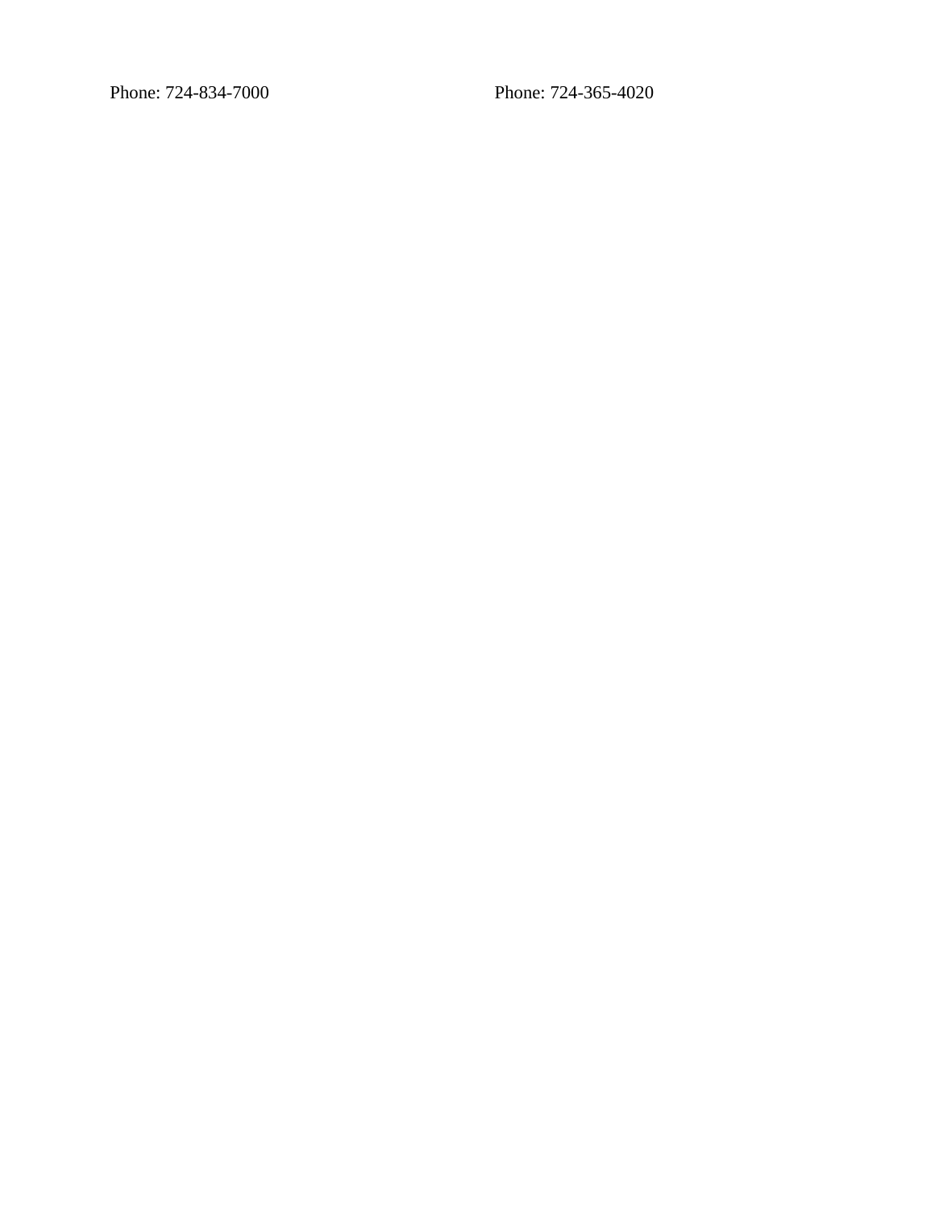Phone: 724-834-7000

Phone: 724-365-4020